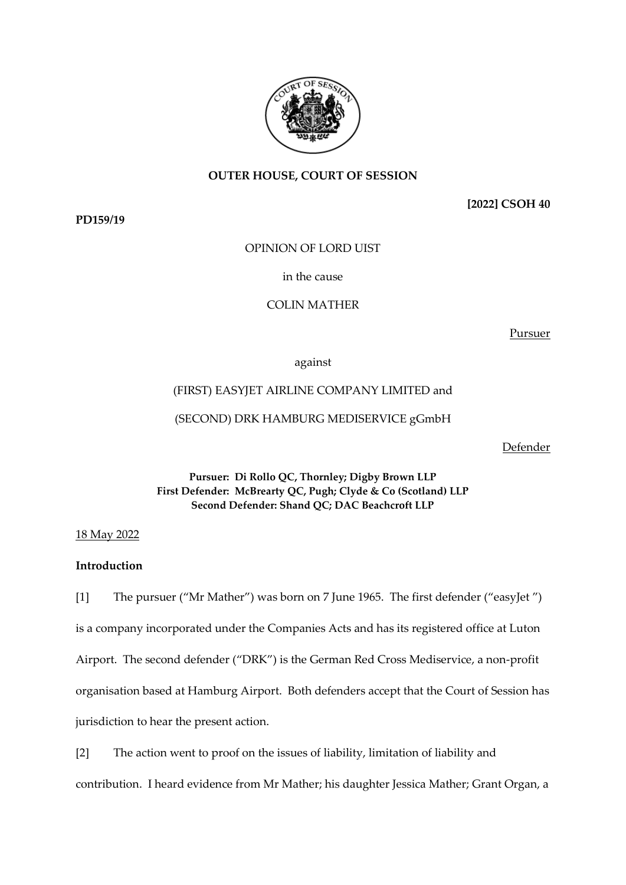**OUTER HOUSE, COURT OF SESSION**

**[2022] CSOH 40**

**PD159/19**

OPINION OF LORD UIST

in the cause

COLIN MATHER

Pursuer

against

(FIRST) EASYJET AIRLINE COMPANY LIMITED and

(SECOND) DRK HAMBURG MEDISERVICE gGmbH

Defender

**Pursuer: Di Rollo QC, Thornley; Digby Brown LLP**
**First Defender: McBrearty QC, Pugh; Clyde & Co (Scotland) LLP**
**Second Defender: Shand QC; DAC Beachcroft LLP**

18 May 2022

**Introduction**

[1] The pursuer ("Mr Mather") was born on 7 June 1965. The first defender ("easyJet ") is a company incorporated under the Companies Acts and has its registered office at Luton Airport. The second defender ("DRK") is the German Red Cross Mediservice, a non-profit organisation based at Hamburg Airport. Both defenders accept that the Court of Session has jurisdiction to hear the present action.

[2] The action went to proof on the issues of liability, limitation of liability and contribution. I heard evidence from Mr Mather; his daughter Jessica Mather; Grant Organ, a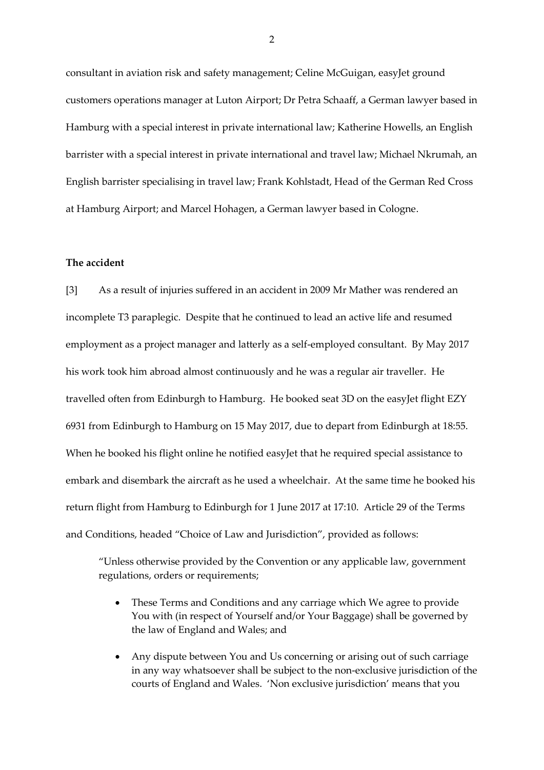consultant in aviation risk and safety management; Celine McGuigan, easyJet ground customers operations manager at Luton Airport; Dr Petra Schaaff, a German lawyer based in Hamburg with a special interest in private international law; Katherine Howells, an English barrister with a special interest in private international and travel law; Michael Nkrumah, an English barrister specialising in travel law; Frank Kohlstadt, Head of the German Red Cross at Hamburg Airport; and Marcel Hohagen, a German lawyer based in Cologne.

**The accident**

[3] As a result of injuries suffered in an accident in 2009 Mr Mather was rendered an incomplete T3 paraplegic. Despite that he continued to lead an active life and resumed employment as a project manager and latterly as a self-employed consultant. By May 2017 his work took him abroad almost continuously and he was a regular air traveller. He travelled often from Edinburgh to Hamburg. He booked seat 3D on the easyJet flight EZY 6931 from Edinburgh to Hamburg on 15 May 2017, due to depart from Edinburgh at 18:55. When he booked his flight online he notified easyJet that he required special assistance to embark and disembark the aircraft as he used a wheelchair. At the same time he booked his return flight from Hamburg to Edinburgh for 1 June 2017 at 17:10. Article 29 of the Terms and Conditions, headed "Choice of Law and Jurisdiction", provided as follows:

> "Unless otherwise provided by the Convention or any applicable law, government regulations, orders or requirements;
>
> - These Terms and Conditions and any carriage which We agree to provide You with (in respect of Yourself and/or Your Baggage) shall be governed by the law of England and Wales; and
> - Any dispute between You and Us concerning or arising out of such carriage in any way whatsoever shall be subject to the non-exclusive jurisdiction of the courts of England and Wales. 'Non exclusive jurisdiction' means that you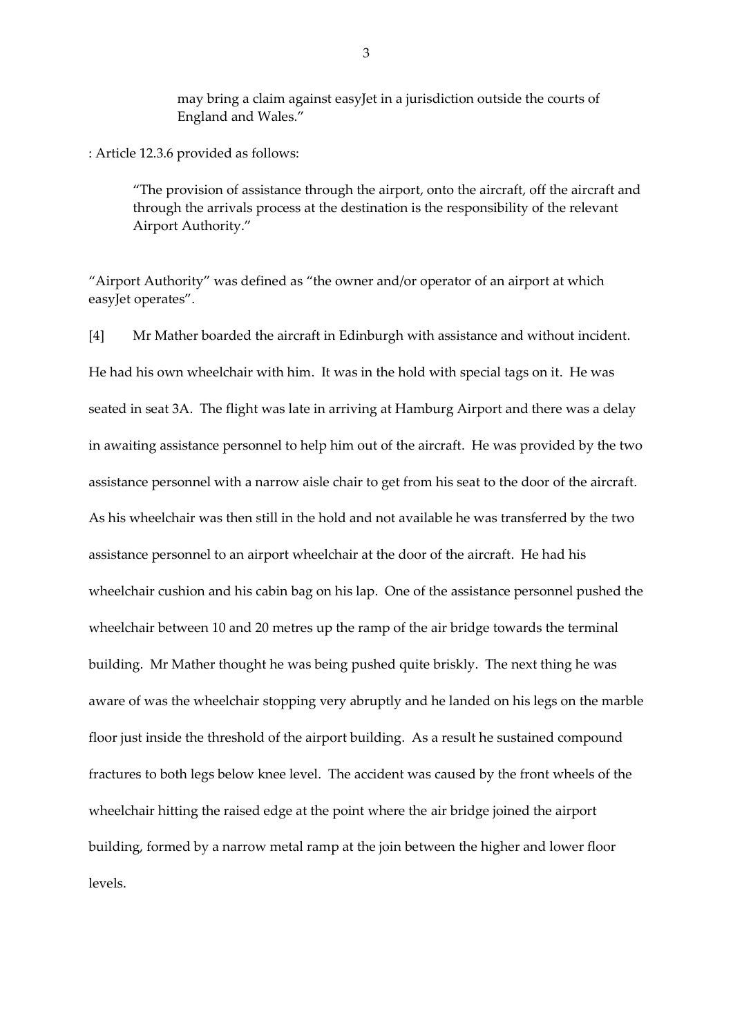> may bring a claim against easyJet in a jurisdiction outside the courts of England and Wales."

: Article 12.3.6 provided as follows:

> "The provision of assistance through the airport, onto the aircraft, off the aircraft and through the arrivals process at the destination is the responsibility of the relevant Airport Authority."

"Airport Authority" was defined as "the owner and/or operator of an airport at which easyJet operates".

[4] Mr Mather boarded the aircraft in Edinburgh with assistance and without incident. He had his own wheelchair with him. It was in the hold with special tags on it. He was seated in seat 3A. The flight was late in arriving at Hamburg Airport and there was a delay in awaiting assistance personnel to help him out of the aircraft. He was provided by the two assistance personnel with a narrow aisle chair to get from his seat to the door of the aircraft. As his wheelchair was then still in the hold and not available he was transferred by the two assistance personnel to an airport wheelchair at the door of the aircraft. He had his wheelchair cushion and his cabin bag on his lap. One of the assistance personnel pushed the wheelchair between 10 and 20 metres up the ramp of the air bridge towards the terminal building. Mr Mather thought he was being pushed quite briskly. The next thing he was aware of was the wheelchair stopping very abruptly and he landed on his legs on the marble floor just inside the threshold of the airport building. As a result he sustained compound fractures to both legs below knee level. The accident was caused by the front wheels of the wheelchair hitting the raised edge at the point where the air bridge joined the airport building, formed by a narrow metal ramp at the join between the higher and lower floor levels.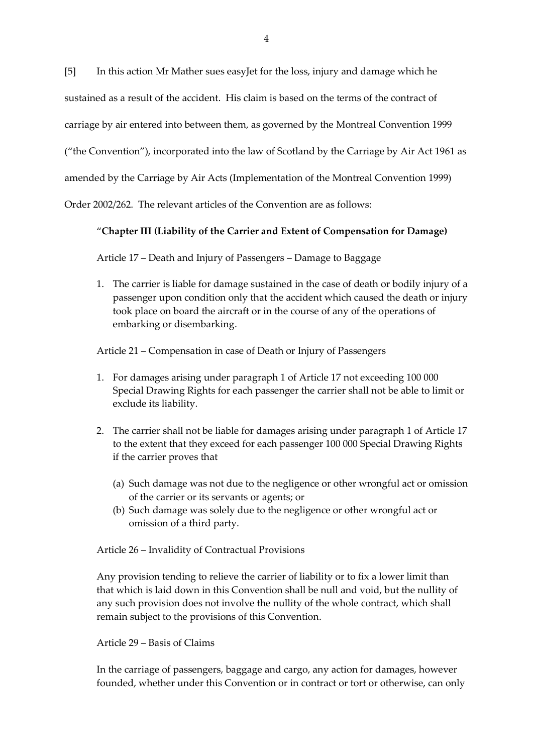[5] In this action Mr Mather sues easyJet for the loss, injury and damage which he sustained as a result of the accident. His claim is based on the terms of the contract of carriage by air entered into between them, as governed by the Montreal Convention 1999 ("the Convention"), incorporated into the law of Scotland by the Carriage by Air Act 1961 as amended by the Carriage by Air Acts (Implementation of the Montreal Convention 1999) Order 2002/262. The relevant articles of the Convention are as follows:

> "**Chapter III (Liability of the Carrier and Extent of Compensation for Damage)**
>
> Article 17 – Death and Injury of Passengers – Damage to Baggage
>
> 1. The carrier is liable for damage sustained in the case of death or bodily injury of a passenger upon condition only that the accident which caused the death or injury took place on board the aircraft or in the course of any of the operations of embarking or disembarking.
>
> Article 21 – Compensation in case of Death or Injury of Passengers
>
> 1. For damages arising under paragraph 1 of Article 17 not exceeding 100 000 Special Drawing Rights for each passenger the carrier shall not be able to limit or exclude its liability.
> 2. The carrier shall not be liable for damages arising under paragraph 1 of Article 17 to the extent that they exceed for each passenger 100 000 Special Drawing Rights if the carrier proves that
>     (a) Such damage was not due to the negligence or other wrongful act or omission of the carrier or its servants or agents; or
>     (b) Such damage was solely due to the negligence or other wrongful act or omission of a third party.
>
> Article 26 – Invalidity of Contractual Provisions
>
> Any provision tending to relieve the carrier of liability or to fix a lower limit than that which is laid down in this Convention shall be null and void, but the nullity of any such provision does not involve the nullity of the whole contract, which shall remain subject to the provisions of this Convention.
>
> Article 29 – Basis of Claims
>
> In the carriage of passengers, baggage and cargo, any action for damages, however founded, whether under this Convention or in contract or tort or otherwise, can only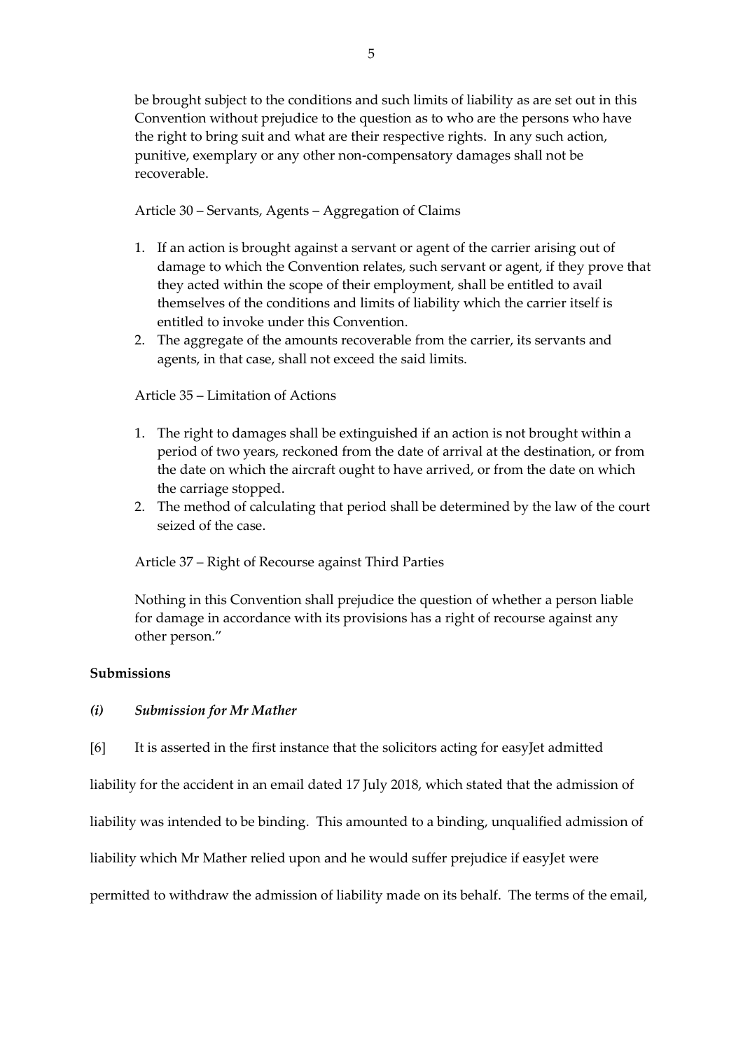be brought subject to the conditions and such limits of liability as are set out in this Convention without prejudice to the question as to who are the persons who have the right to bring suit and what are their respective rights. In any such action, punitive, exemplary or any other non-compensatory damages shall not be recoverable.

Article 30 – Servants, Agents – Aggregation of Claims

1. If an action is brought against a servant or agent of the carrier arising out of damage to which the Convention relates, such servant or agent, if they prove that they acted within the scope of their employment, shall be entitled to avail themselves of the conditions and limits of liability which the carrier itself is entitled to invoke under this Convention.
2. The aggregate of the amounts recoverable from the carrier, its servants and agents, in that case, shall not exceed the said limits.

Article 35 – Limitation of Actions

1. The right to damages shall be extinguished if an action is not brought within a period of two years, reckoned from the date of arrival at the destination, or from the date on which the aircraft ought to have arrived, or from the date on which the carriage stopped.
2. The method of calculating that period shall be determined by the law of the court seized of the case.

Article 37 – Right of Recourse against Third Parties

Nothing in this Convention shall prejudice the question of whether a person liable for damage in accordance with its provisions has a right of recourse against any other person."

**Submissions**

***(i) Submission for Mr Mather***

[6] It is asserted in the first instance that the solicitors acting for easyJet admitted liability for the accident in an email dated 17 July 2018, which stated that the admission of liability was intended to be binding. This amounted to a binding, unqualified admission of liability which Mr Mather relied upon and he would suffer prejudice if easyJet were permitted to withdraw the admission of liability made on its behalf. The terms of the email,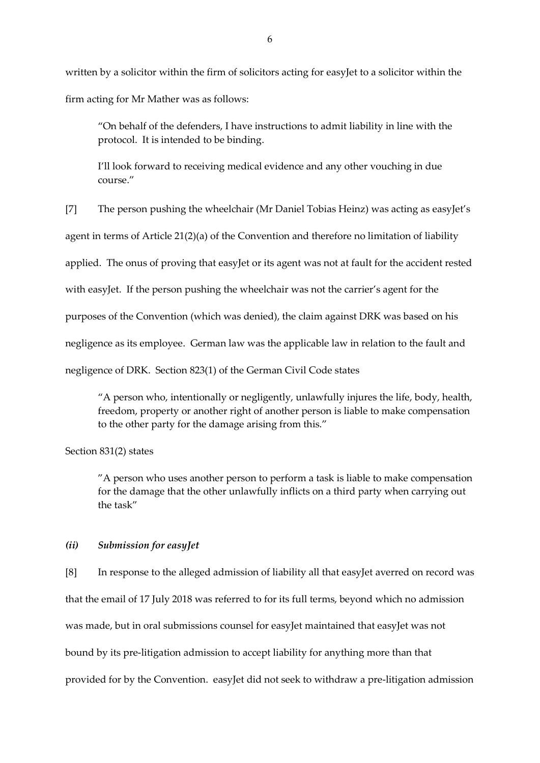written by a solicitor within the firm of solicitors acting for easyJet to a solicitor within the firm acting for Mr Mather was as follows:

> "On behalf of the defenders, I have instructions to admit liability in line with the protocol. It is intended to be binding.
>
> I'll look forward to receiving medical evidence and any other vouching in due course."

[7] The person pushing the wheelchair (Mr Daniel Tobias Heinz) was acting as easyJet's agent in terms of Article 21(2)(a) of the Convention and therefore no limitation of liability applied. The onus of proving that easyJet or its agent was not at fault for the accident rested with easyJet. If the person pushing the wheelchair was not the carrier's agent for the purposes of the Convention (which was denied), the claim against DRK was based on his negligence as its employee. German law was the applicable law in relation to the fault and negligence of DRK. Section 823(1) of the German Civil Code states

> "A person who, intentionally or negligently, unlawfully injures the life, body, health, freedom, property or another right of another person is liable to make compensation to the other party for the damage arising from this."

Section 831(2) states

> "A person who uses another person to perform a task is liable to make compensation for the damage that the other unlawfully inflicts on a third party when carrying out the task"

### *(ii) Submission for easyJet*

[8] In response to the alleged admission of liability all that easyJet averred on record was that the email of 17 July 2018 was referred to for its full terms, beyond which no admission was made, but in oral submissions counsel for easyJet maintained that easyJet was not bound by its pre-litigation admission to accept liability for anything more than that provided for by the Convention. easyJet did not seek to withdraw a pre-litigation admission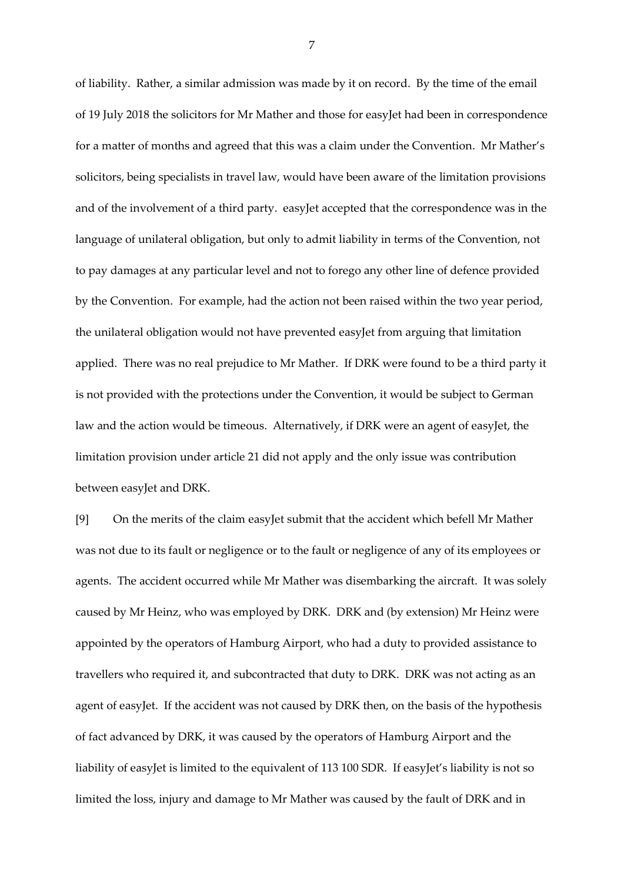of liability. Rather, a similar admission was made by it on record. By the time of the email of 19 July 2018 the solicitors for Mr Mather and those for easyJet had been in correspondence for a matter of months and agreed that this was a claim under the Convention. Mr Mather's solicitors, being specialists in travel law, would have been aware of the limitation provisions and of the involvement of a third party. easyJet accepted that the correspondence was in the language of unilateral obligation, but only to admit liability in terms of the Convention, not to pay damages at any particular level and not to forego any other line of defence provided by the Convention. For example, had the action not been raised within the two year period, the unilateral obligation would not have prevented easyJet from arguing that limitation applied. There was no real prejudice to Mr Mather. If DRK were found to be a third party it is not provided with the protections under the Convention, it would be subject to German law and the action would be timeous. Alternatively, if DRK were an agent of easyJet, the limitation provision under article 21 did not apply and the only issue was contribution between easyJet and DRK.

[9] On the merits of the claim easyJet submit that the accident which befell Mr Mather was not due to its fault or negligence or to the fault or negligence of any of its employees or agents. The accident occurred while Mr Mather was disembarking the aircraft. It was solely caused by Mr Heinz, who was employed by DRK. DRK and (by extension) Mr Heinz were appointed by the operators of Hamburg Airport, who had a duty to provided assistance to travellers who required it, and subcontracted that duty to DRK. DRK was not acting as an agent of easyJet. If the accident was not caused by DRK then, on the basis of the hypothesis of fact advanced by DRK, it was caused by the operators of Hamburg Airport and the liability of easyJet is limited to the equivalent of 113 100 SDR. If easyJet's liability is not so limited the loss, injury and damage to Mr Mather was caused by the fault of DRK and in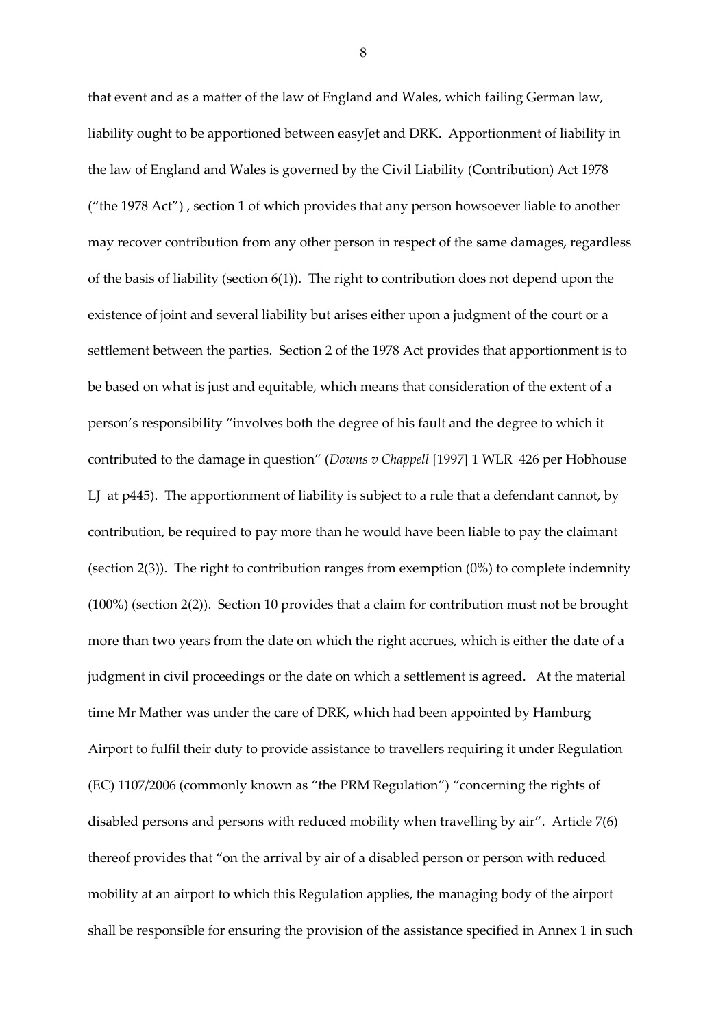that event and as a matter of the law of England and Wales, which failing German law, liability ought to be apportioned between easyJet and DRK. Apportionment of liability in the law of England and Wales is governed by the Civil Liability (Contribution) Act 1978 ("the 1978 Act") , section 1 of which provides that any person howsoever liable to another may recover contribution from any other person in respect of the same damages, regardless of the basis of liability (section 6(1)). The right to contribution does not depend upon the existence of joint and several liability but arises either upon a judgment of the court or a settlement between the parties. Section 2 of the 1978 Act provides that apportionment is to be based on what is just and equitable, which means that consideration of the extent of a person's responsibility "involves both the degree of his fault and the degree to which it contributed to the damage in question" (*Downs v Chappell* [1997] 1 WLR 426 per Hobhouse LJ at p445). The apportionment of liability is subject to a rule that a defendant cannot, by contribution, be required to pay more than he would have been liable to pay the claimant (section 2(3)). The right to contribution ranges from exemption (0%) to complete indemnity (100%) (section 2(2)). Section 10 provides that a claim for contribution must not be brought more than two years from the date on which the right accrues, which is either the date of a judgment in civil proceedings or the date on which a settlement is agreed. At the material time Mr Mather was under the care of DRK, which had been appointed by Hamburg Airport to fulfil their duty to provide assistance to travellers requiring it under Regulation (EC) 1107/2006 (commonly known as "the PRM Regulation") "concerning the rights of disabled persons and persons with reduced mobility when travelling by air". Article 7(6) thereof provides that "on the arrival by air of a disabled person or person with reduced mobility at an airport to which this Regulation applies, the managing body of the airport shall be responsible for ensuring the provision of the assistance specified in Annex 1 in such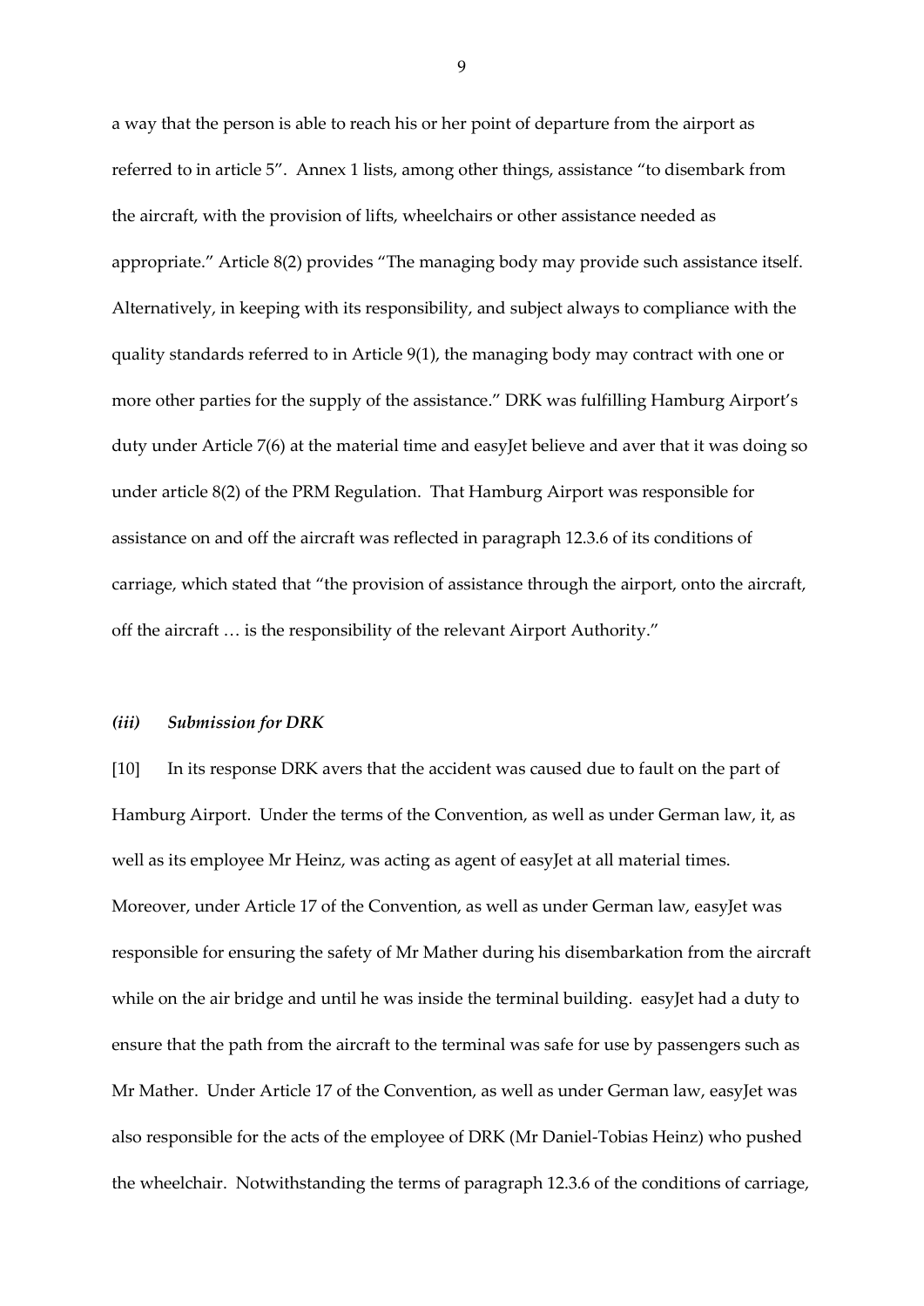a way that the person is able to reach his or her point of departure from the airport as referred to in article 5". Annex 1 lists, among other things, assistance "to disembark from the aircraft, with the provision of lifts, wheelchairs or other assistance needed as appropriate." Article 8(2) provides "The managing body may provide such assistance itself. Alternatively, in keeping with its responsibility, and subject always to compliance with the quality standards referred to in Article 9(1), the managing body may contract with one or more other parties for the supply of the assistance." DRK was fulfilling Hamburg Airport's duty under Article 7(6) at the material time and easyJet believe and aver that it was doing so under article 8(2) of the PRM Regulation. That Hamburg Airport was responsible for assistance on and off the aircraft was reflected in paragraph 12.3.6 of its conditions of carriage, which stated that "the provision of assistance through the airport, onto the aircraft, off the aircraft … is the responsibility of the relevant Airport Authority."

### *(iii) Submission for DRK*

[10] In its response DRK avers that the accident was caused due to fault on the part of Hamburg Airport. Under the terms of the Convention, as well as under German law, it, as well as its employee Mr Heinz, was acting as agent of easyJet at all material times. Moreover, under Article 17 of the Convention, as well as under German law, easyJet was responsible for ensuring the safety of Mr Mather during his disembarkation from the aircraft while on the air bridge and until he was inside the terminal building. easyJet had a duty to ensure that the path from the aircraft to the terminal was safe for use by passengers such as Mr Mather. Under Article 17 of the Convention, as well as under German law, easyJet was also responsible for the acts of the employee of DRK (Mr Daniel-Tobias Heinz) who pushed the wheelchair. Notwithstanding the terms of paragraph 12.3.6 of the conditions of carriage,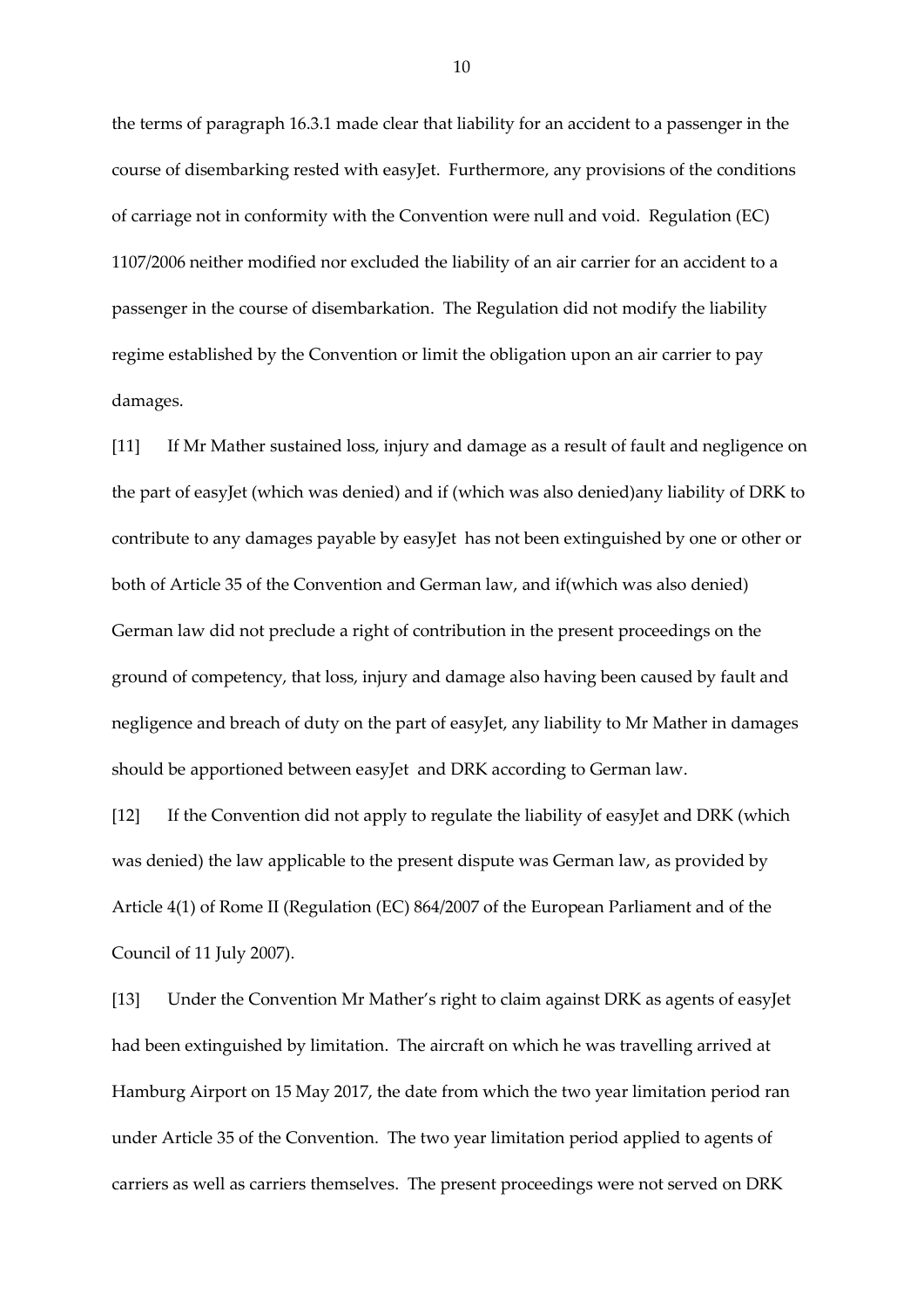the terms of paragraph 16.3.1 made clear that liability for an accident to a passenger in the course of disembarking rested with easyJet. Furthermore, any provisions of the conditions of carriage not in conformity with the Convention were null and void. Regulation (EC) 1107/2006 neither modified nor excluded the liability of an air carrier for an accident to a passenger in the course of disembarkation. The Regulation did not modify the liability regime established by the Convention or limit the obligation upon an air carrier to pay damages.

[11] If Mr Mather sustained loss, injury and damage as a result of fault and negligence on the part of easyJet (which was denied) and if (which was also denied)any liability of DRK to contribute to any damages payable by easyJet has not been extinguished by one or other or both of Article 35 of the Convention and German law, and if(which was also denied) German law did not preclude a right of contribution in the present proceedings on the ground of competency, that loss, injury and damage also having been caused by fault and negligence and breach of duty on the part of easyJet, any liability to Mr Mather in damages should be apportioned between easyJet and DRK according to German law.

[12] If the Convention did not apply to regulate the liability of easyJet and DRK (which was denied) the law applicable to the present dispute was German law, as provided by Article 4(1) of Rome II (Regulation (EC) 864/2007 of the European Parliament and of the Council of 11 July 2007).

[13] Under the Convention Mr Mather's right to claim against DRK as agents of easyJet had been extinguished by limitation. The aircraft on which he was travelling arrived at Hamburg Airport on 15 May 2017, the date from which the two year limitation period ran under Article 35 of the Convention. The two year limitation period applied to agents of carriers as well as carriers themselves. The present proceedings were not served on DRK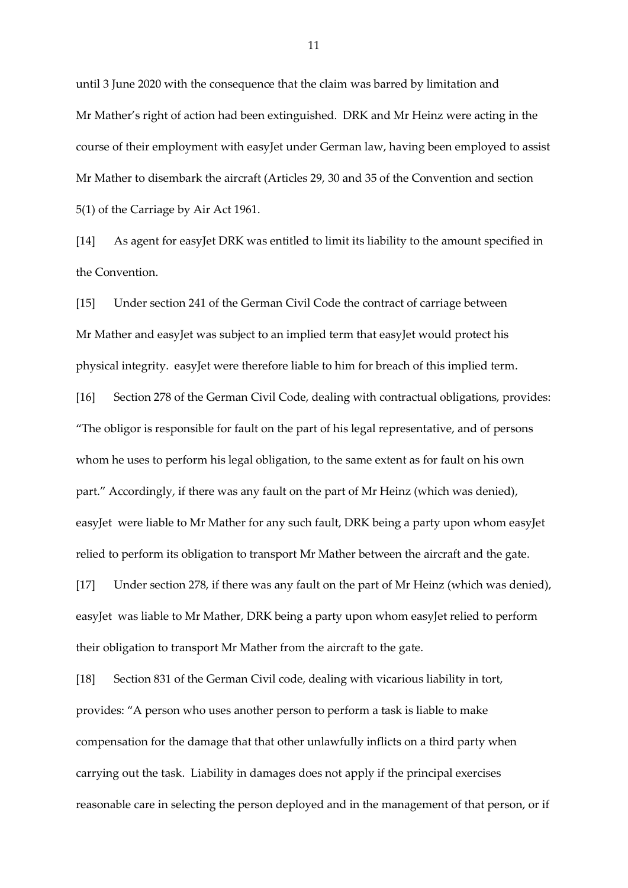until 3 June 2020 with the consequence that the claim was barred by limitation and Mr Mather's right of action had been extinguished. DRK and Mr Heinz were acting in the course of their employment with easyJet under German law, having been employed to assist Mr Mather to disembark the aircraft (Articles 29, 30 and 35 of the Convention and section 5(1) of the Carriage by Air Act 1961.

[14] As agent for easyJet DRK was entitled to limit its liability to the amount specified in the Convention.

[15] Under section 241 of the German Civil Code the contract of carriage between Mr Mather and easyJet was subject to an implied term that easyJet would protect his physical integrity. easyJet were therefore liable to him for breach of this implied term.

[16] Section 278 of the German Civil Code, dealing with contractual obligations, provides: "The obligor is responsible for fault on the part of his legal representative, and of persons whom he uses to perform his legal obligation, to the same extent as for fault on his own part." Accordingly, if there was any fault on the part of Mr Heinz (which was denied), easyJet were liable to Mr Mather for any such fault, DRK being a party upon whom easyJet relied to perform its obligation to transport Mr Mather between the aircraft and the gate.

[17] Under section 278, if there was any fault on the part of Mr Heinz (which was denied), easyJet was liable to Mr Mather, DRK being a party upon whom easyJet relied to perform their obligation to transport Mr Mather from the aircraft to the gate.

[18] Section 831 of the German Civil code, dealing with vicarious liability in tort, provides: "A person who uses another person to perform a task is liable to make compensation for the damage that that other unlawfully inflicts on a third party when carrying out the task. Liability in damages does not apply if the principal exercises reasonable care in selecting the person deployed and in the management of that person, or if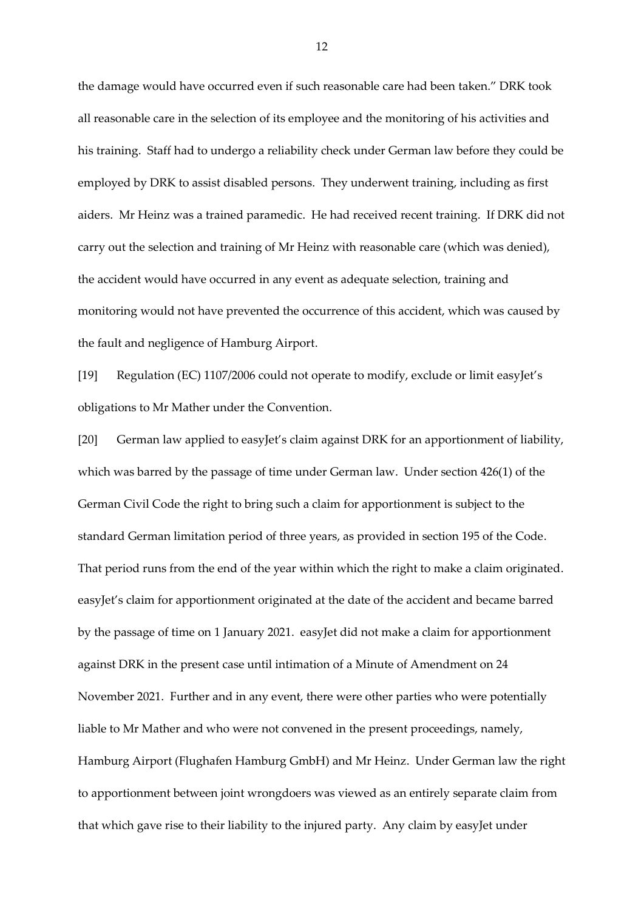the damage would have occurred even if such reasonable care had been taken." DRK took all reasonable care in the selection of its employee and the monitoring of his activities and his training. Staff had to undergo a reliability check under German law before they could be employed by DRK to assist disabled persons. They underwent training, including as first aiders. Mr Heinz was a trained paramedic. He had received recent training. If DRK did not carry out the selection and training of Mr Heinz with reasonable care (which was denied), the accident would have occurred in any event as adequate selection, training and monitoring would not have prevented the occurrence of this accident, which was caused by the fault and negligence of Hamburg Airport.

[19] Regulation (EC) 1107/2006 could not operate to modify, exclude or limit easyJet's obligations to Mr Mather under the Convention.

[20] German law applied to easyJet's claim against DRK for an apportionment of liability, which was barred by the passage of time under German law. Under section 426(1) of the German Civil Code the right to bring such a claim for apportionment is subject to the standard German limitation period of three years, as provided in section 195 of the Code. That period runs from the end of the year within which the right to make a claim originated. easyJet's claim for apportionment originated at the date of the accident and became barred by the passage of time on 1 January 2021. easyJet did not make a claim for apportionment against DRK in the present case until intimation of a Minute of Amendment on 24 November 2021. Further and in any event, there were other parties who were potentially liable to Mr Mather and who were not convened in the present proceedings, namely, Hamburg Airport (Flughafen Hamburg GmbH) and Mr Heinz. Under German law the right to apportionment between joint wrongdoers was viewed as an entirely separate claim from that which gave rise to their liability to the injured party. Any claim by easyJet under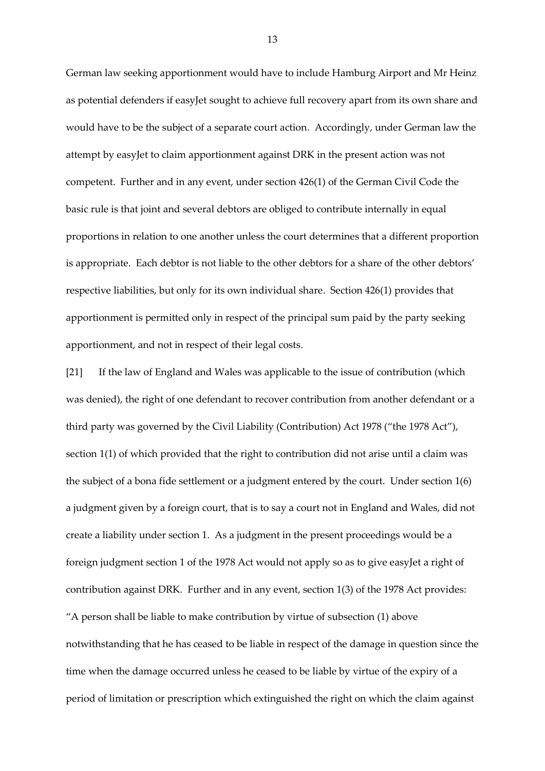German law seeking apportionment would have to include Hamburg Airport and Mr Heinz as potential defenders if easyJet sought to achieve full recovery apart from its own share and would have to be the subject of a separate court action. Accordingly, under German law the attempt by easyJet to claim apportionment against DRK in the present action was not competent. Further and in any event, under section 426(1) of the German Civil Code the basic rule is that joint and several debtors are obliged to contribute internally in equal proportions in relation to one another unless the court determines that a different proportion is appropriate. Each debtor is not liable to the other debtors for a share of the other debtors' respective liabilities, but only for its own individual share. Section 426(1) provides that apportionment is permitted only in respect of the principal sum paid by the party seeking apportionment, and not in respect of their legal costs.

[21] If the law of England and Wales was applicable to the issue of contribution (which was denied), the right of one defendant to recover contribution from another defendant or a third party was governed by the Civil Liability (Contribution) Act 1978 ("the 1978 Act"), section 1(1) of which provided that the right to contribution did not arise until a claim was the subject of a bona fide settlement or a judgment entered by the court. Under section 1(6) a judgment given by a foreign court, that is to say a court not in England and Wales, did not create a liability under section 1. As a judgment in the present proceedings would be a foreign judgment section 1 of the 1978 Act would not apply so as to give easyJet a right of contribution against DRK. Further and in any event, section 1(3) of the 1978 Act provides: "A person shall be liable to make contribution by virtue of subsection (1) above notwithstanding that he has ceased to be liable in respect of the damage in question since the time when the damage occurred unless he ceased to be liable by virtue of the expiry of a period of limitation or prescription which extinguished the right on which the claim against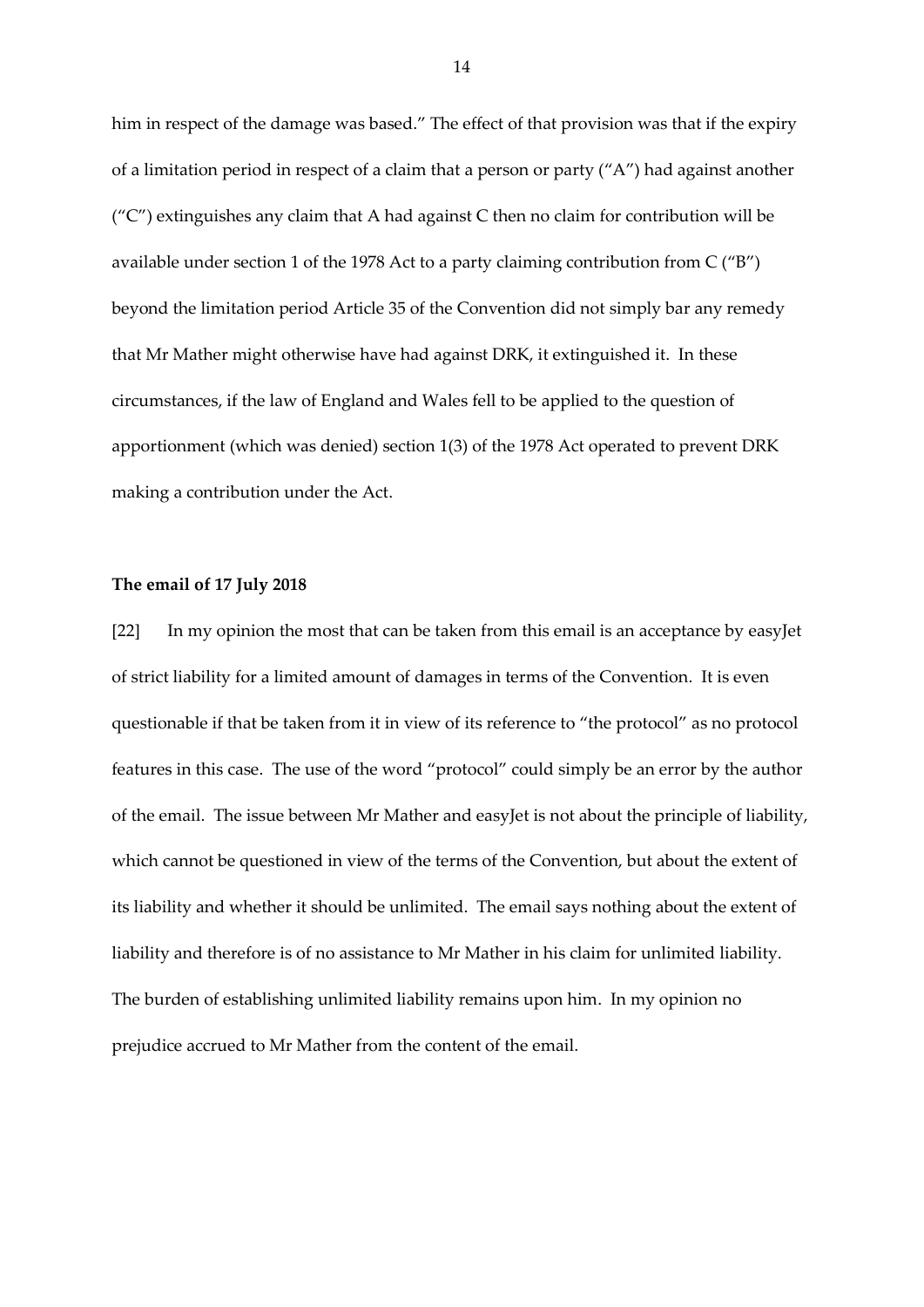him in respect of the damage was based." The effect of that provision was that if the expiry of a limitation period in respect of a claim that a person or party ("A") had against another ("C") extinguishes any claim that A had against C then no claim for contribution will be available under section 1 of the 1978 Act to a party claiming contribution from C ("B") beyond the limitation period Article 35 of the Convention did not simply bar any remedy that Mr Mather might otherwise have had against DRK, it extinguished it. In these circumstances, if the law of England and Wales fell to be applied to the question of apportionment (which was denied) section 1(3) of the 1978 Act operated to prevent DRK making a contribution under the Act.

**The email of 17 July 2018**

[22] In my opinion the most that can be taken from this email is an acceptance by easyJet of strict liability for a limited amount of damages in terms of the Convention. It is even questionable if that be taken from it in view of its reference to "the protocol" as no protocol features in this case. The use of the word "protocol" could simply be an error by the author of the email. The issue between Mr Mather and easyJet is not about the principle of liability, which cannot be questioned in view of the terms of the Convention, but about the extent of its liability and whether it should be unlimited. The email says nothing about the extent of liability and therefore is of no assistance to Mr Mather in his claim for unlimited liability. The burden of establishing unlimited liability remains upon him. In my opinion no prejudice accrued to Mr Mather from the content of the email.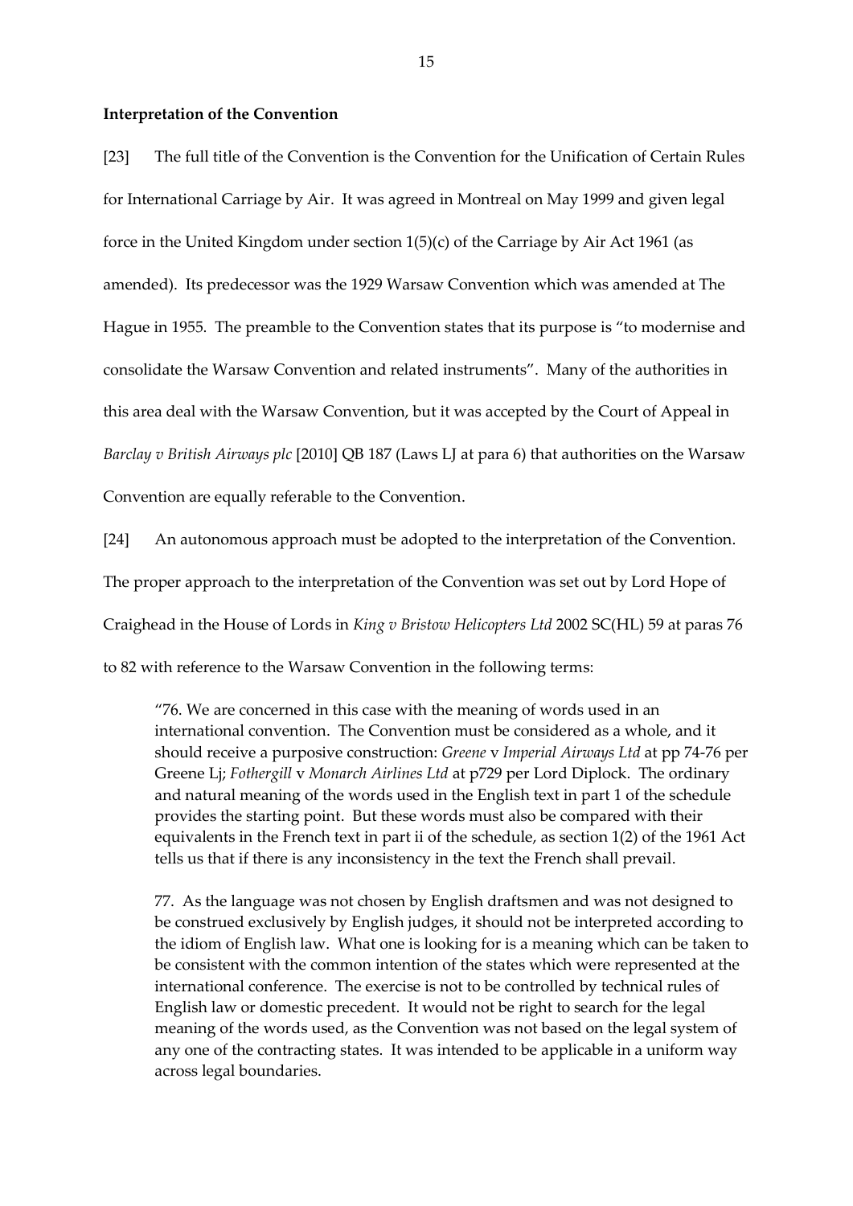**Interpretation of the Convention**

[23] The full title of the Convention is the Convention for the Unification of Certain Rules for International Carriage by Air. It was agreed in Montreal on May 1999 and given legal force in the United Kingdom under section 1(5)(c) of the Carriage by Air Act 1961 (as amended). Its predecessor was the 1929 Warsaw Convention which was amended at The Hague in 1955. The preamble to the Convention states that its purpose is "to modernise and consolidate the Warsaw Convention and related instruments". Many of the authorities in this area deal with the Warsaw Convention, but it was accepted by the Court of Appeal in *Barclay v British Airways plc* [2010] QB 187 (Laws LJ at para 6) that authorities on the Warsaw Convention are equally referable to the Convention.

[24] An autonomous approach must be adopted to the interpretation of the Convention. The proper approach to the interpretation of the Convention was set out by Lord Hope of Craighead in the House of Lords in *King v Bristow Helicopters Ltd* 2002 SC(HL) 59 at paras 76 to 82 with reference to the Warsaw Convention in the following terms:

> "76. We are concerned in this case with the meaning of words used in an international convention. The Convention must be considered as a whole, and it should receive a purposive construction: *Greene* v *Imperial Airways Ltd* at pp 74-76 per Greene Lj; *Fothergill* v *Monarch Airlines Ltd* at p729 per Lord Diplock. The ordinary and natural meaning of the words used in the English text in part 1 of the schedule provides the starting point. But these words must also be compared with their equivalents in the French text in part ii of the schedule, as section 1(2) of the 1961 Act tells us that if there is any inconsistency in the text the French shall prevail.
>
> 77. As the language was not chosen by English draftsmen and was not designed to be construed exclusively by English judges, it should not be interpreted according to the idiom of English law. What one is looking for is a meaning which can be taken to be consistent with the common intention of the states which were represented at the international conference. The exercise is not to be controlled by technical rules of English law or domestic precedent. It would not be right to search for the legal meaning of the words used, as the Convention was not based on the legal system of any one of the contracting states. It was intended to be applicable in a uniform way across legal boundaries.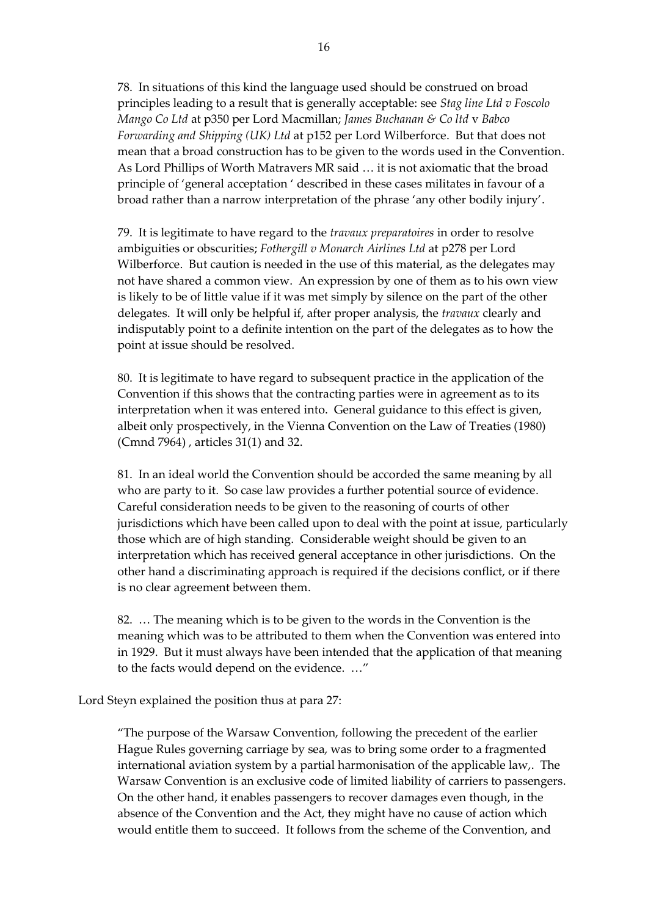> 78. In situations of this kind the language used should be construed on broad principles leading to a result that is generally acceptable: see *Stag line Ltd v Foscolo Mango Co Ltd* at p350 per Lord Macmillan; *James Buchanan & Co ltd* v *Babco Forwarding and Shipping (UK) Ltd* at p152 per Lord Wilberforce. But that does not mean that a broad construction has to be given to the words used in the Convention. As Lord Phillips of Worth Matravers MR said … it is not axiomatic that the broad principle of 'general acceptation ' described in these cases militates in favour of a broad rather than a narrow interpretation of the phrase 'any other bodily injury'.
>
> 79. It is legitimate to have regard to the *travaux preparatoires* in order to resolve ambiguities or obscurities; *Fothergill v Monarch Airlines Ltd* at p278 per Lord Wilberforce. But caution is needed in the use of this material, as the delegates may not have shared a common view. An expression by one of them as to his own view is likely to be of little value if it was met simply by silence on the part of the other delegates. It will only be helpful if, after proper analysis, the *travaux* clearly and indisputably point to a definite intention on the part of the delegates as to how the point at issue should be resolved.
>
> 80. It is legitimate to have regard to subsequent practice in the application of the Convention if this shows that the contracting parties were in agreement as to its interpretation when it was entered into. General guidance to this effect is given, albeit only prospectively, in the Vienna Convention on the Law of Treaties (1980) (Cmnd 7964) , articles 31(1) and 32.
>
> 81. In an ideal world the Convention should be accorded the same meaning by all who are party to it. So case law provides a further potential source of evidence. Careful consideration needs to be given to the reasoning of courts of other jurisdictions which have been called upon to deal with the point at issue, particularly those which are of high standing. Considerable weight should be given to an interpretation which has received general acceptance in other jurisdictions. On the other hand a discriminating approach is required if the decisions conflict, or if there is no clear agreement between them.
>
> 82. … The meaning which is to be given to the words in the Convention is the meaning which was to be attributed to them when the Convention was entered into in 1929. But it must always have been intended that the application of that meaning to the facts would depend on the evidence. …"

Lord Steyn explained the position thus at para 27:

> "The purpose of the Warsaw Convention, following the precedent of the earlier Hague Rules governing carriage by sea, was to bring some order to a fragmented international aviation system by a partial harmonisation of the applicable law,. The Warsaw Convention is an exclusive code of limited liability of carriers to passengers. On the other hand, it enables passengers to recover damages even though, in the absence of the Convention and the Act, they might have no cause of action which would entitle them to succeed. It follows from the scheme of the Convention, and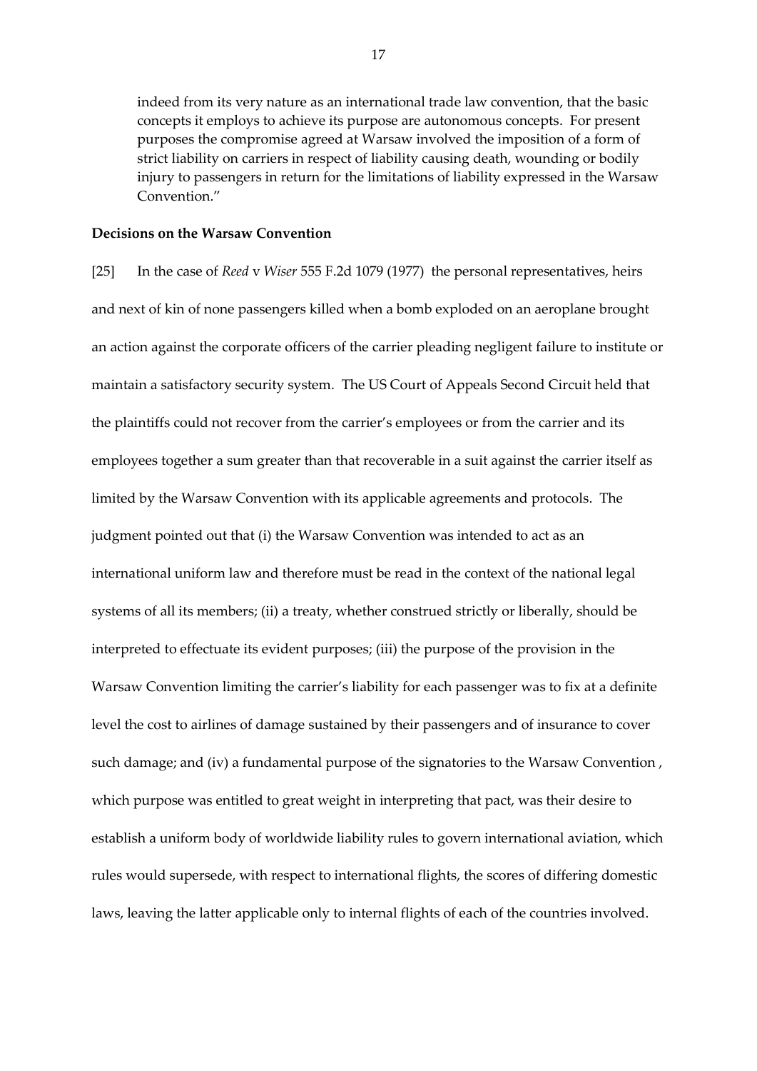indeed from its very nature as an international trade law convention, that the basic concepts it employs to achieve its purpose are autonomous concepts. For present purposes the compromise agreed at Warsaw involved the imposition of a form of strict liability on carriers in respect of liability causing death, wounding or bodily injury to passengers in return for the limitations of liability expressed in the Warsaw Convention."

**Decisions on the Warsaw Convention**

[25] In the case of *Reed* v *Wiser* 555 F.2d 1079 (1977) the personal representatives, heirs and next of kin of none passengers killed when a bomb exploded on an aeroplane brought an action against the corporate officers of the carrier pleading negligent failure to institute or maintain a satisfactory security system. The US Court of Appeals Second Circuit held that the plaintiffs could not recover from the carrier's employees or from the carrier and its employees together a sum greater than that recoverable in a suit against the carrier itself as limited by the Warsaw Convention with its applicable agreements and protocols. The judgment pointed out that (i) the Warsaw Convention was intended to act as an international uniform law and therefore must be read in the context of the national legal systems of all its members; (ii) a treaty, whether construed strictly or liberally, should be interpreted to effectuate its evident purposes; (iii) the purpose of the provision in the Warsaw Convention limiting the carrier's liability for each passenger was to fix at a definite level the cost to airlines of damage sustained by their passengers and of insurance to cover such damage; and (iv) a fundamental purpose of the signatories to the Warsaw Convention , which purpose was entitled to great weight in interpreting that pact, was their desire to establish a uniform body of worldwide liability rules to govern international aviation, which rules would supersede, with respect to international flights, the scores of differing domestic laws, leaving the latter applicable only to internal flights of each of the countries involved.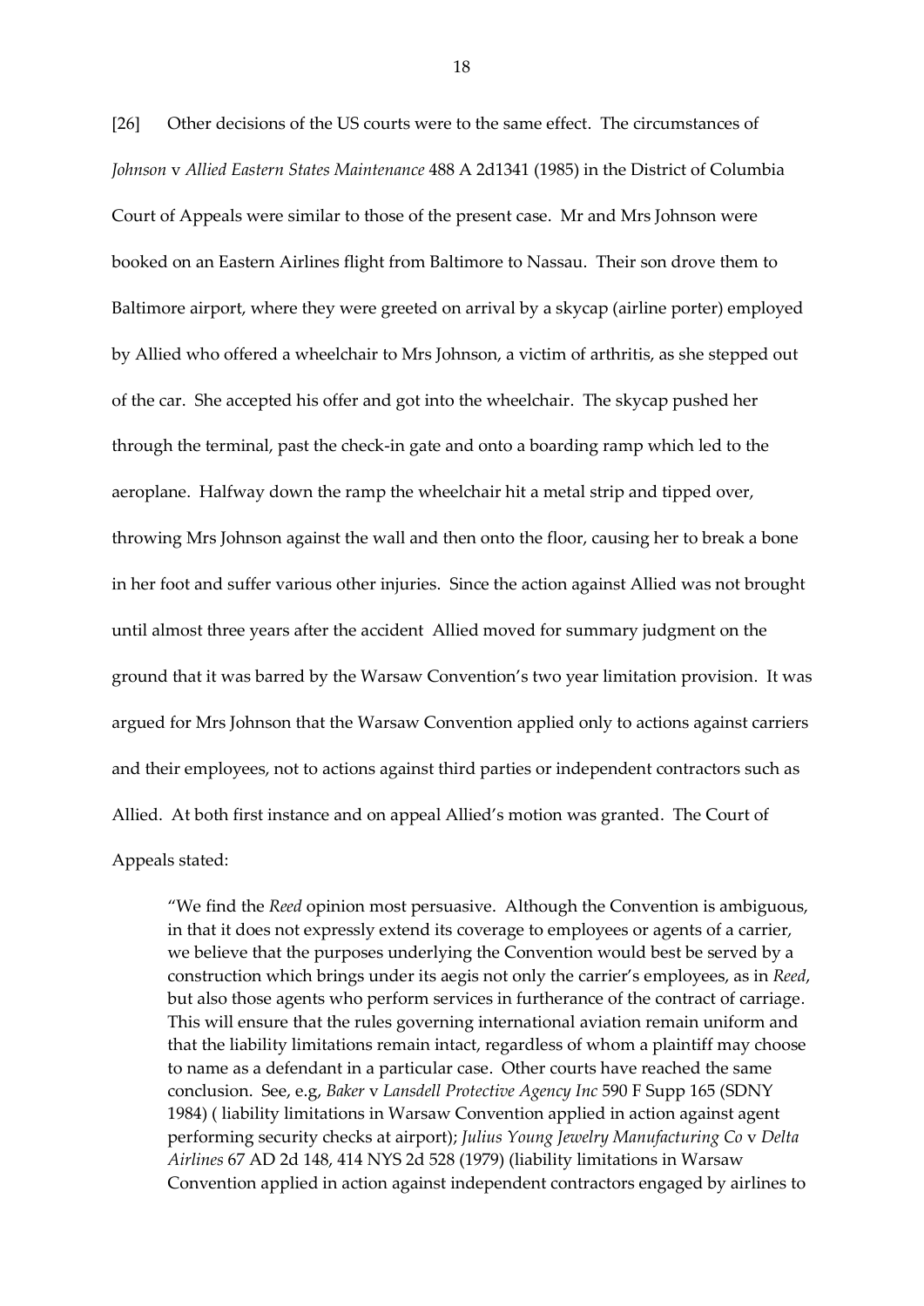[26] Other decisions of the US courts were to the same effect. The circumstances of *Johnson* v *Allied Eastern States Maintenance* 488 A 2d1341 (1985) in the District of Columbia Court of Appeals were similar to those of the present case. Mr and Mrs Johnson were booked on an Eastern Airlines flight from Baltimore to Nassau. Their son drove them to Baltimore airport, where they were greeted on arrival by a skycap (airline porter) employed by Allied who offered a wheelchair to Mrs Johnson, a victim of arthritis, as she stepped out of the car. She accepted his offer and got into the wheelchair. The skycap pushed her through the terminal, past the check-in gate and onto a boarding ramp which led to the aeroplane. Halfway down the ramp the wheelchair hit a metal strip and tipped over, throwing Mrs Johnson against the wall and then onto the floor, causing her to break a bone in her foot and suffer various other injuries. Since the action against Allied was not brought until almost three years after the accident Allied moved for summary judgment on the ground that it was barred by the Warsaw Convention's two year limitation provision. It was argued for Mrs Johnson that the Warsaw Convention applied only to actions against carriers and their employees, not to actions against third parties or independent contractors such as Allied. At both first instance and on appeal Allied's motion was granted. The Court of Appeals stated:

> "We find the *Reed* opinion most persuasive. Although the Convention is ambiguous, in that it does not expressly extend its coverage to employees or agents of a carrier, we believe that the purposes underlying the Convention would best be served by a construction which brings under its aegis not only the carrier's employees, as in *Reed*, but also those agents who perform services in furtherance of the contract of carriage. This will ensure that the rules governing international aviation remain uniform and that the liability limitations remain intact, regardless of whom a plaintiff may choose to name as a defendant in a particular case. Other courts have reached the same conclusion. See, e.g, *Baker* v *Lansdell Protective Agency Inc* 590 F Supp 165 (SDNY 1984) ( liability limitations in Warsaw Convention applied in action against agent performing security checks at airport); *Julius Young Jewelry Manufacturing Co* v *Delta Airlines* 67 AD 2d 148, 414 NYS 2d 528 (1979) (liability limitations in Warsaw Convention applied in action against independent contractors engaged by airlines to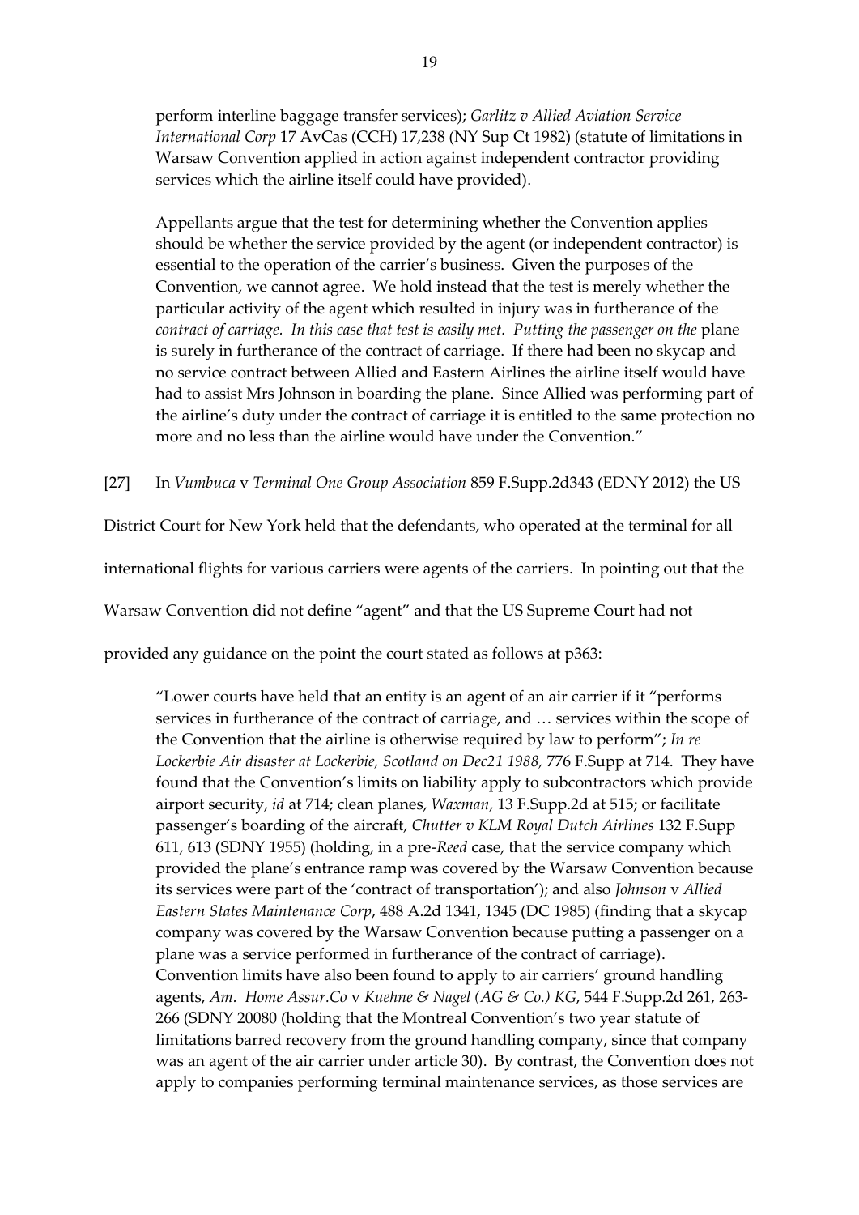perform interline baggage transfer services); *Garlitz v Allied Aviation Service International Corp* 17 AvCas (CCH) 17,238 (NY Sup Ct 1982) (statute of limitations in Warsaw Convention applied in action against independent contractor providing services which the airline itself could have provided).

> Appellants argue that the test for determining whether the Convention applies should be whether the service provided by the agent (or independent contractor) is essential to the operation of the carrier's business. Given the purposes of the Convention, we cannot agree. We hold instead that the test is merely whether the particular activity of the agent which resulted in injury was in furtherance of the *contract of carriage. In this case that test is easily met. Putting the passenger on the* plane is surely in furtherance of the contract of carriage. If there had been no skycap and no service contract between Allied and Eastern Airlines the airline itself would have had to assist Mrs Johnson in boarding the plane. Since Allied was performing part of the airline's duty under the contract of carriage it is entitled to the same protection no more and no less than the airline would have under the Convention."

[27] In *Vumbuca* v *Terminal One Group Association* 859 F.Supp.2d343 (EDNY 2012) the US District Court for New York held that the defendants, who operated at the terminal for all international flights for various carriers were agents of the carriers. In pointing out that the Warsaw Convention did not define "agent" and that the US Supreme Court had not provided any guidance on the point the court stated as follows at p363:

> "Lower courts have held that an entity is an agent of an air carrier if it "performs services in furtherance of the contract of carriage, and … services within the scope of the Convention that the airline is otherwise required by law to perform"; *In re Lockerbie Air disaster at Lockerbie, Scotland on Dec21 1988,* 776 F.Supp at 714. They have found that the Convention's limits on liability apply to subcontractors which provide airport security, *id* at 714; clean planes, *Waxman*, 13 F.Supp.2d at 515; or facilitate passenger's boarding of the aircraft, *Chutter v KLM Royal Dutch Airlines* 132 F.Supp 611, 613 (SDNY 1955) (holding, in a pre-*Reed* case, that the service company which provided the plane's entrance ramp was covered by the Warsaw Convention because its services were part of the 'contract of transportation'); and also *Johnson* v *Allied Eastern States Maintenance Corp*, 488 A.2d 1341, 1345 (DC 1985) (finding that a skycap company was covered by the Warsaw Convention because putting a passenger on a plane was a service performed in furtherance of the contract of carriage). Convention limits have also been found to apply to air carriers' ground handling agents, *Am. Home Assur.Co* v *Kuehne & Nagel (AG & Co.) KG*, 544 F.Supp.2d 261, 263-266 (SDNY 20080 (holding that the Montreal Convention's two year statute of limitations barred recovery from the ground handling company, since that company was an agent of the air carrier under article 30). By contrast, the Convention does not apply to companies performing terminal maintenance services, as those services are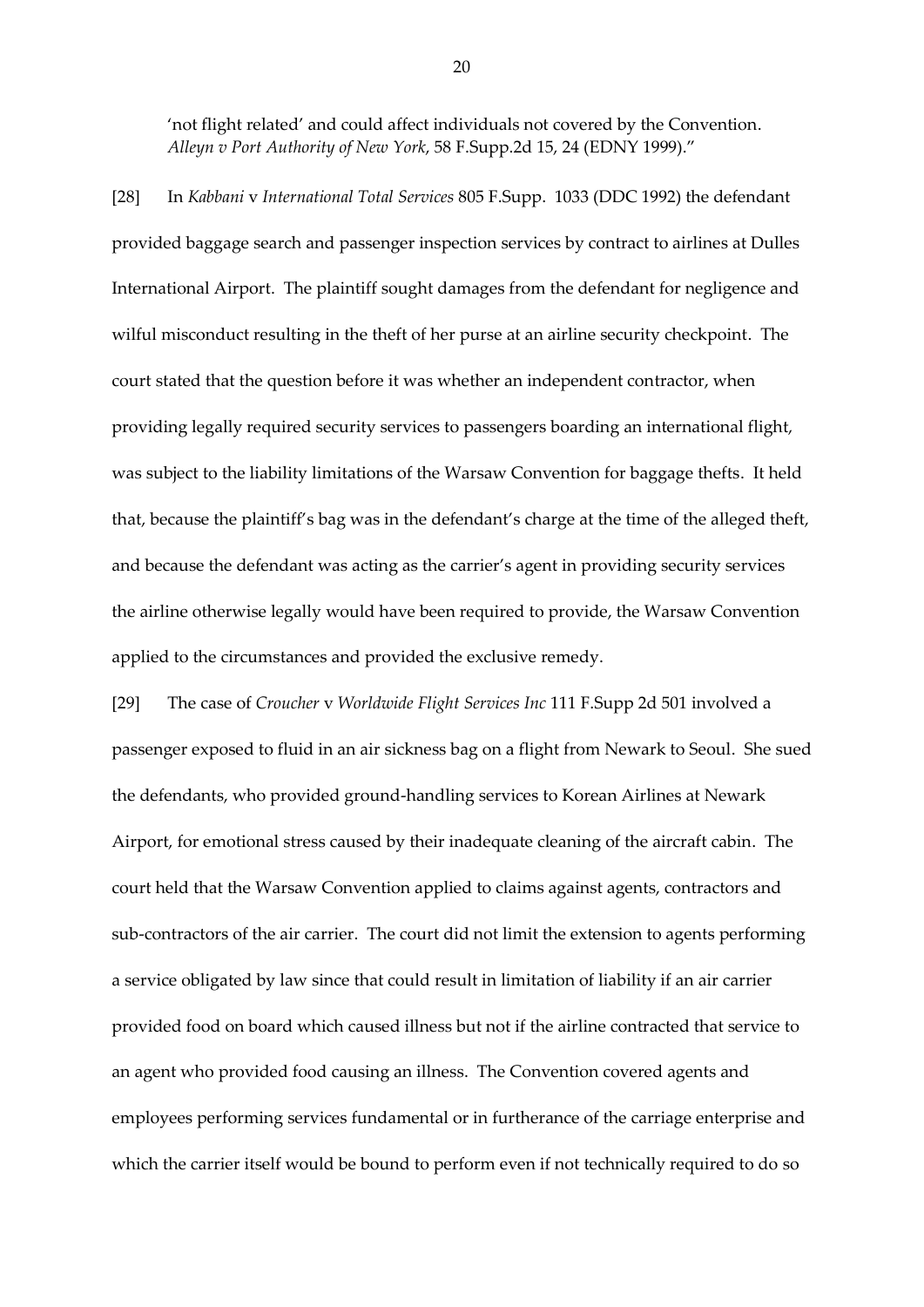'not flight related' and could affect individuals not covered by the Convention. *Alleyn v Port Authority of New York*, 58 F.Supp.2d 15, 24 (EDNY 1999)."

[28] In *Kabbani* v *International Total Services* 805 F.Supp. 1033 (DDC 1992) the defendant provided baggage search and passenger inspection services by contract to airlines at Dulles International Airport. The plaintiff sought damages from the defendant for negligence and wilful misconduct resulting in the theft of her purse at an airline security checkpoint. The court stated that the question before it was whether an independent contractor, when providing legally required security services to passengers boarding an international flight, was subject to the liability limitations of the Warsaw Convention for baggage thefts. It held that, because the plaintiff's bag was in the defendant's charge at the time of the alleged theft, and because the defendant was acting as the carrier's agent in providing security services the airline otherwise legally would have been required to provide, the Warsaw Convention applied to the circumstances and provided the exclusive remedy.

[29] The case of *Croucher* v *Worldwide Flight Services Inc* 111 F.Supp 2d 501 involved a passenger exposed to fluid in an air sickness bag on a flight from Newark to Seoul. She sued the defendants, who provided ground-handling services to Korean Airlines at Newark Airport, for emotional stress caused by their inadequate cleaning of the aircraft cabin. The court held that the Warsaw Convention applied to claims against agents, contractors and sub-contractors of the air carrier. The court did not limit the extension to agents performing a service obligated by law since that could result in limitation of liability if an air carrier provided food on board which caused illness but not if the airline contracted that service to an agent who provided food causing an illness. The Convention covered agents and employees performing services fundamental or in furtherance of the carriage enterprise and which the carrier itself would be bound to perform even if not technically required to do so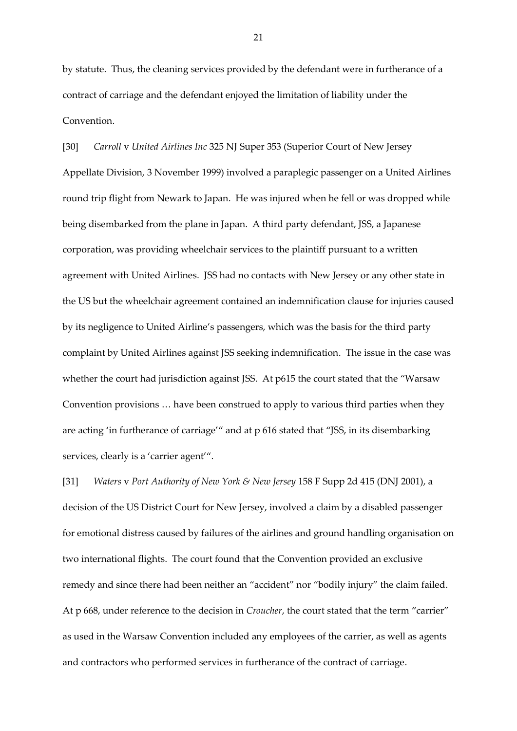by statute. Thus, the cleaning services provided by the defendant were in furtherance of a contract of carriage and the defendant enjoyed the limitation of liability under the Convention.

[30] *Carroll* v *United Airlines Inc* 325 NJ Super 353 (Superior Court of New Jersey Appellate Division, 3 November 1999) involved a paraplegic passenger on a United Airlines round trip flight from Newark to Japan. He was injured when he fell or was dropped while being disembarked from the plane in Japan. A third party defendant, JSS, a Japanese corporation, was providing wheelchair services to the plaintiff pursuant to a written agreement with United Airlines. JSS had no contacts with New Jersey or any other state in the US but the wheelchair agreement contained an indemnification clause for injuries caused by its negligence to United Airline's passengers, which was the basis for the third party complaint by United Airlines against JSS seeking indemnification. The issue in the case was whether the court had jurisdiction against JSS. At p615 the court stated that the "Warsaw Convention provisions … have been construed to apply to various third parties when they are acting 'in furtherance of carriage'" and at p 616 stated that "JSS, in its disembarking services, clearly is a 'carrier agent'".

[31] *Waters* v *Port Authority of New York & New Jersey* 158 F Supp 2d 415 (DNJ 2001), a decision of the US District Court for New Jersey, involved a claim by a disabled passenger for emotional distress caused by failures of the airlines and ground handling organisation on two international flights. The court found that the Convention provided an exclusive remedy and since there had been neither an "accident" nor "bodily injury" the claim failed. At p 668, under reference to the decision in *Croucher*, the court stated that the term "carrier" as used in the Warsaw Convention included any employees of the carrier, as well as agents and contractors who performed services in furtherance of the contract of carriage.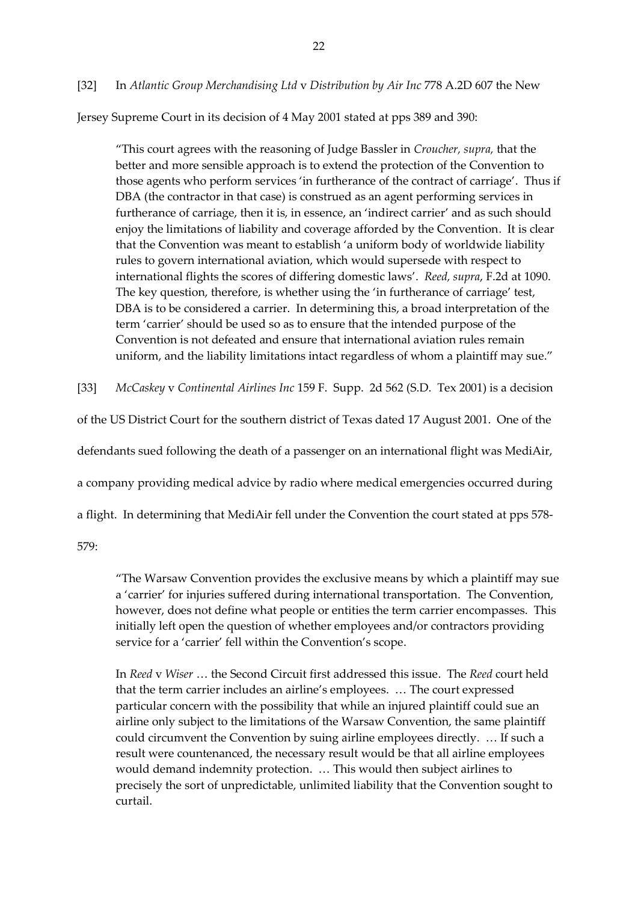[32] In *Atlantic Group Merchandising Ltd* v *Distribution by Air Inc* 778 A.2D 607 the New Jersey Supreme Court in its decision of 4 May 2001 stated at pps 389 and 390:

> "This court agrees with the reasoning of Judge Bassler in *Croucher, supra,* that the better and more sensible approach is to extend the protection of the Convention to those agents who perform services 'in furtherance of the contract of carriage'. Thus if DBA (the contractor in that case) is construed as an agent performing services in furtherance of carriage, then it is, in essence, an 'indirect carrier' and as such should enjoy the limitations of liability and coverage afforded by the Convention. It is clear that the Convention was meant to establish 'a uniform body of worldwide liability rules to govern international aviation, which would supersede with respect to international flights the scores of differing domestic laws'. *Reed, supra*, F.2d at 1090. The key question, therefore, is whether using the 'in furtherance of carriage' test, DBA is to be considered a carrier. In determining this, a broad interpretation of the term 'carrier' should be used so as to ensure that the intended purpose of the Convention is not defeated and ensure that international aviation rules remain uniform, and the liability limitations intact regardless of whom a plaintiff may sue."

[33] *McCaskey* v *Continental Airlines Inc* 159 F. Supp. 2d 562 (S.D. Tex 2001) is a decision of the US District Court for the southern district of Texas dated 17 August 2001. One of the defendants sued following the death of a passenger on an international flight was MediAir, a company providing medical advice by radio where medical emergencies occurred during a flight. In determining that MediAir fell under the Convention the court stated at pps 578-579:

> "The Warsaw Convention provides the exclusive means by which a plaintiff may sue a 'carrier' for injuries suffered during international transportation. The Convention, however, does not define what people or entities the term carrier encompasses. This initially left open the question of whether employees and/or contractors providing service for a 'carrier' fell within the Convention's scope.
>
> In *Reed* v *Wiser* … the Second Circuit first addressed this issue. The *Reed* court held that the term carrier includes an airline's employees. … The court expressed particular concern with the possibility that while an injured plaintiff could sue an airline only subject to the limitations of the Warsaw Convention, the same plaintiff could circumvent the Convention by suing airline employees directly. … If such a result were countenanced, the necessary result would be that all airline employees would demand indemnity protection. … This would then subject airlines to precisely the sort of unpredictable, unlimited liability that the Convention sought to curtail.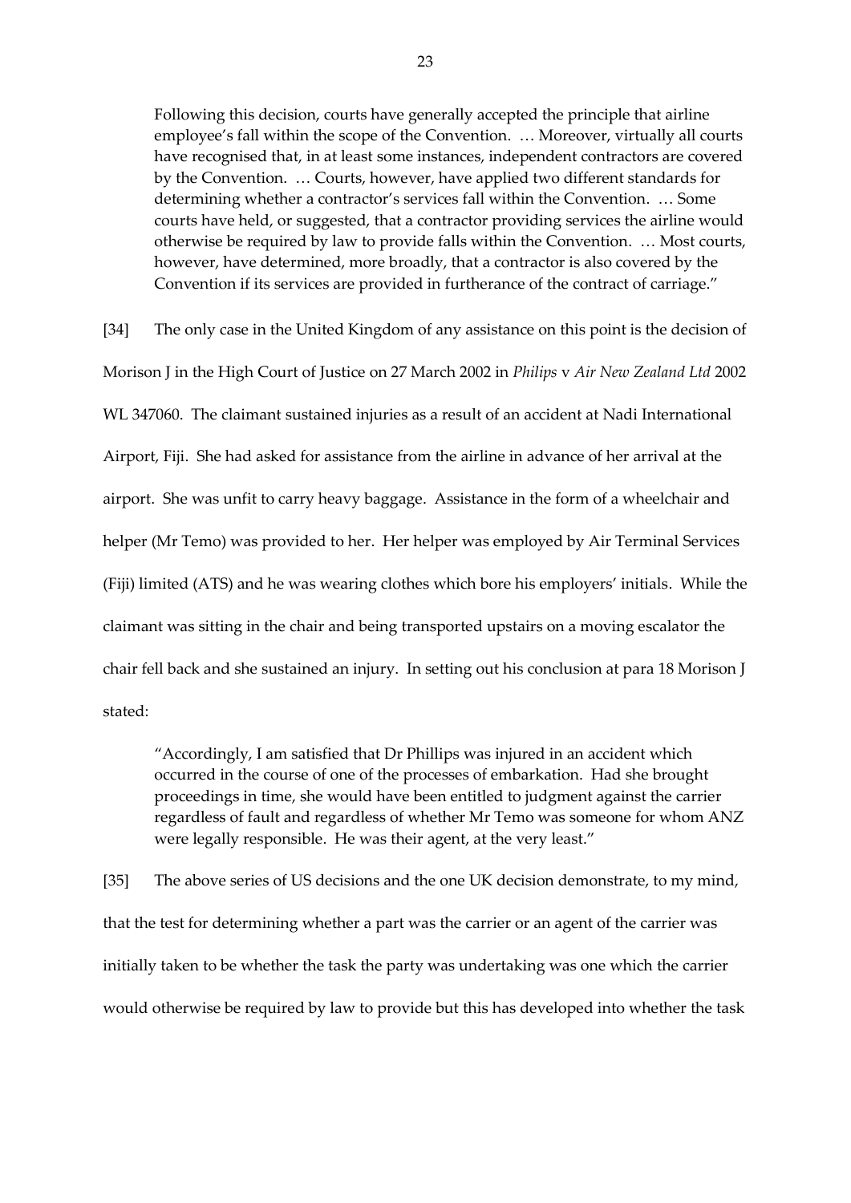> Following this decision, courts have generally accepted the principle that airline employee's fall within the scope of the Convention. … Moreover, virtually all courts have recognised that, in at least some instances, independent contractors are covered by the Convention. … Courts, however, have applied two different standards for determining whether a contractor's services fall within the Convention. … Some courts have held, or suggested, that a contractor providing services the airline would otherwise be required by law to provide falls within the Convention. … Most courts, however, have determined, more broadly, that a contractor is also covered by the Convention if its services are provided in furtherance of the contract of carriage."

[34] The only case in the United Kingdom of any assistance on this point is the decision of Morison J in the High Court of Justice on 27 March 2002 in *Philips* v *Air New Zealand Ltd* 2002 WL 347060. The claimant sustained injuries as a result of an accident at Nadi International Airport, Fiji. She had asked for assistance from the airline in advance of her arrival at the airport. She was unfit to carry heavy baggage. Assistance in the form of a wheelchair and helper (Mr Temo) was provided to her. Her helper was employed by Air Terminal Services (Fiji) limited (ATS) and he was wearing clothes which bore his employers' initials. While the claimant was sitting in the chair and being transported upstairs on a moving escalator the chair fell back and she sustained an injury. In setting out his conclusion at para 18 Morison J stated:

> "Accordingly, I am satisfied that Dr Phillips was injured in an accident which occurred in the course of one of the processes of embarkation. Had she brought proceedings in time, she would have been entitled to judgment against the carrier regardless of fault and regardless of whether Mr Temo was someone for whom ANZ were legally responsible. He was their agent, at the very least."

[35] The above series of US decisions and the one UK decision demonstrate, to my mind, that the test for determining whether a part was the carrier or an agent of the carrier was initially taken to be whether the task the party was undertaking was one which the carrier would otherwise be required by law to provide but this has developed into whether the task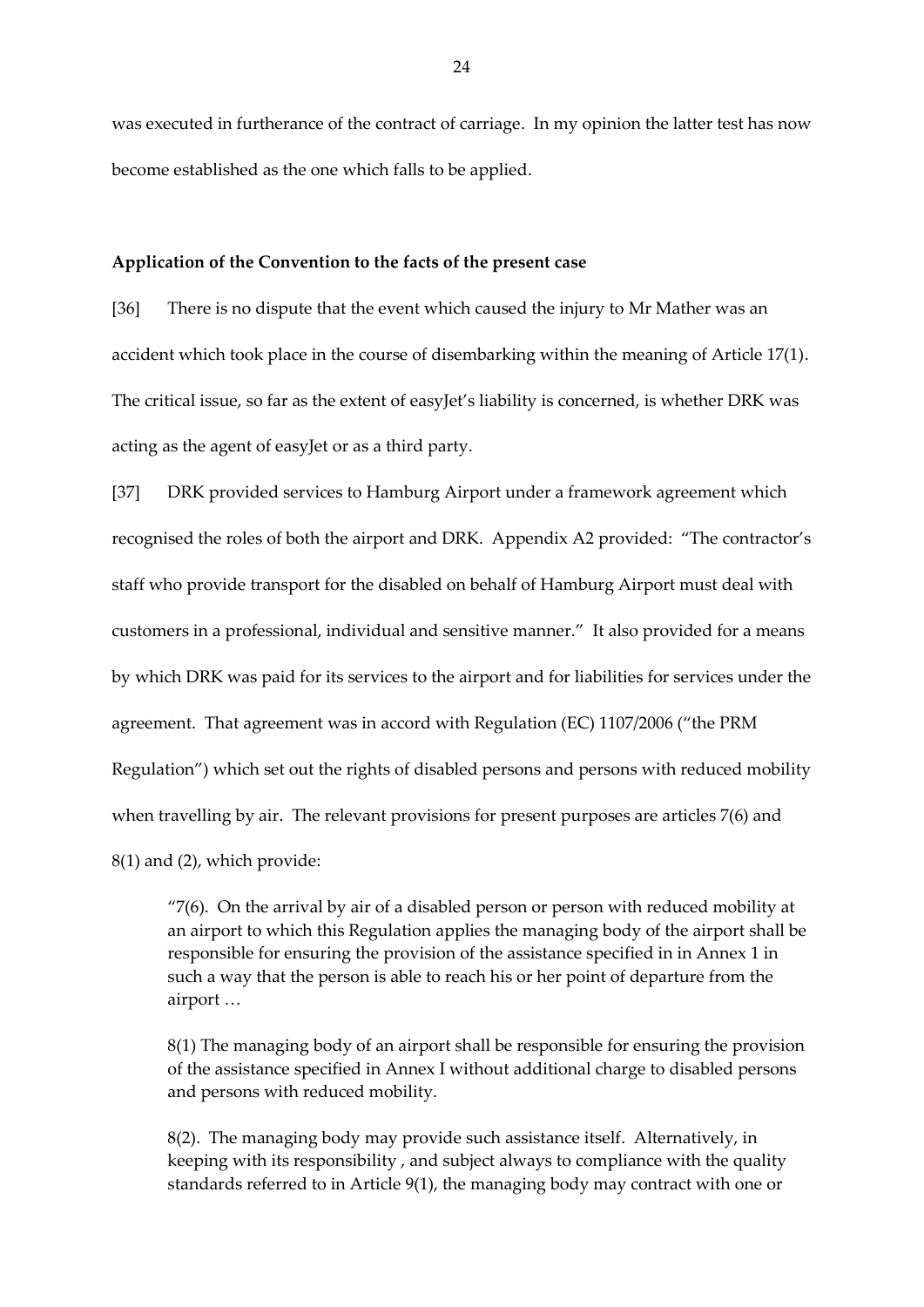was executed in furtherance of the contract of carriage. In my opinion the latter test has now become established as the one which falls to be applied.

**Application of the Convention to the facts of the present case**

[36] There is no dispute that the event which caused the injury to Mr Mather was an accident which took place in the course of disembarking within the meaning of Article 17(1). The critical issue, so far as the extent of easyJet's liability is concerned, is whether DRK was acting as the agent of easyJet or as a third party.

[37] DRK provided services to Hamburg Airport under a framework agreement which recognised the roles of both the airport and DRK. Appendix A2 provided: "The contractor's staff who provide transport for the disabled on behalf of Hamburg Airport must deal with customers in a professional, individual and sensitive manner." It also provided for a means by which DRK was paid for its services to the airport and for liabilities for services under the agreement. That agreement was in accord with Regulation (EC) 1107/2006 ("the PRM Regulation") which set out the rights of disabled persons and persons with reduced mobility when travelling by air. The relevant provisions for present purposes are articles 7(6) and 8(1) and (2), which provide:

> "7(6). On the arrival by air of a disabled person or person with reduced mobility at an airport to which this Regulation applies the managing body of the airport shall be responsible for ensuring the provision of the assistance specified in in Annex 1 in such a way that the person is able to reach his or her point of departure from the airport …
>
> 8(1) The managing body of an airport shall be responsible for ensuring the provision of the assistance specified in Annex I without additional charge to disabled persons and persons with reduced mobility.
>
> 8(2). The managing body may provide such assistance itself. Alternatively, in keeping with its responsibility , and subject always to compliance with the quality standards referred to in Article 9(1), the managing body may contract with one or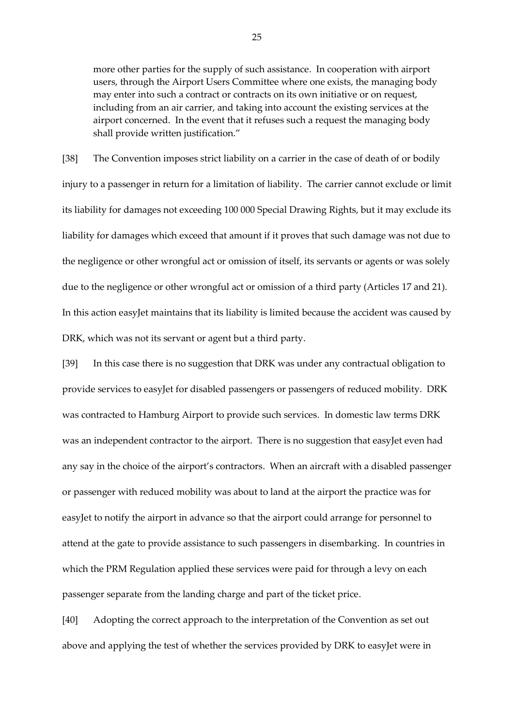> more other parties for the supply of such assistance. In cooperation with airport users, through the Airport Users Committee where one exists, the managing body may enter into such a contract or contracts on its own initiative or on request, including from an air carrier, and taking into account the existing services at the airport concerned. In the event that it refuses such a request the managing body shall provide written justification."

[38] The Convention imposes strict liability on a carrier in the case of death of or bodily injury to a passenger in return for a limitation of liability. The carrier cannot exclude or limit its liability for damages not exceeding 100 000 Special Drawing Rights, but it may exclude its liability for damages which exceed that amount if it proves that such damage was not due to the negligence or other wrongful act or omission of itself, its servants or agents or was solely due to the negligence or other wrongful act or omission of a third party (Articles 17 and 21). In this action easyJet maintains that its liability is limited because the accident was caused by DRK, which was not its servant or agent but a third party.

[39] In this case there is no suggestion that DRK was under any contractual obligation to provide services to easyJet for disabled passengers or passengers of reduced mobility. DRK was contracted to Hamburg Airport to provide such services. In domestic law terms DRK was an independent contractor to the airport. There is no suggestion that easyJet even had any say in the choice of the airport's contractors. When an aircraft with a disabled passenger or passenger with reduced mobility was about to land at the airport the practice was for easyJet to notify the airport in advance so that the airport could arrange for personnel to attend at the gate to provide assistance to such passengers in disembarking. In countries in which the PRM Regulation applied these services were paid for through a levy on each passenger separate from the landing charge and part of the ticket price.

[40] Adopting the correct approach to the interpretation of the Convention as set out above and applying the test of whether the services provided by DRK to easyJet were in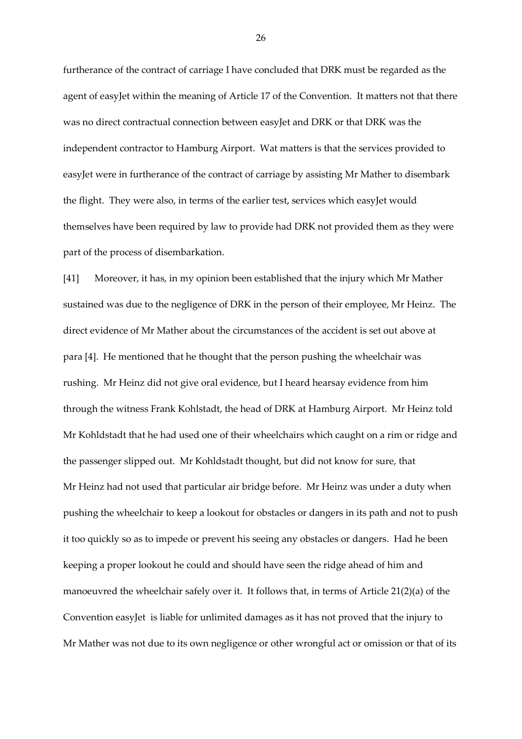furtherance of the contract of carriage I have concluded that DRK must be regarded as the agent of easyJet within the meaning of Article 17 of the Convention. It matters not that there was no direct contractual connection between easyJet and DRK or that DRK was the independent contractor to Hamburg Airport. Wat matters is that the services provided to easyJet were in furtherance of the contract of carriage by assisting Mr Mather to disembark the flight. They were also, in terms of the earlier test, services which easyJet would themselves have been required by law to provide had DRK not provided them as they were part of the process of disembarkation.

[41] Moreover, it has, in my opinion been established that the injury which Mr Mather sustained was due to the negligence of DRK in the person of their employee, Mr Heinz. The direct evidence of Mr Mather about the circumstances of the accident is set out above at para [4]. He mentioned that he thought that the person pushing the wheelchair was rushing. Mr Heinz did not give oral evidence, but I heard hearsay evidence from him through the witness Frank Kohlstadt, the head of DRK at Hamburg Airport. Mr Heinz told Mr Kohldstadt that he had used one of their wheelchairs which caught on a rim or ridge and the passenger slipped out. Mr Kohldstadt thought, but did not know for sure, that Mr Heinz had not used that particular air bridge before. Mr Heinz was under a duty when pushing the wheelchair to keep a lookout for obstacles or dangers in its path and not to push it too quickly so as to impede or prevent his seeing any obstacles or dangers. Had he been keeping a proper lookout he could and should have seen the ridge ahead of him and manoeuvred the wheelchair safely over it. It follows that, in terms of Article 21(2)(a) of the Convention easyJet is liable for unlimited damages as it has not proved that the injury to Mr Mather was not due to its own negligence or other wrongful act or omission or that of its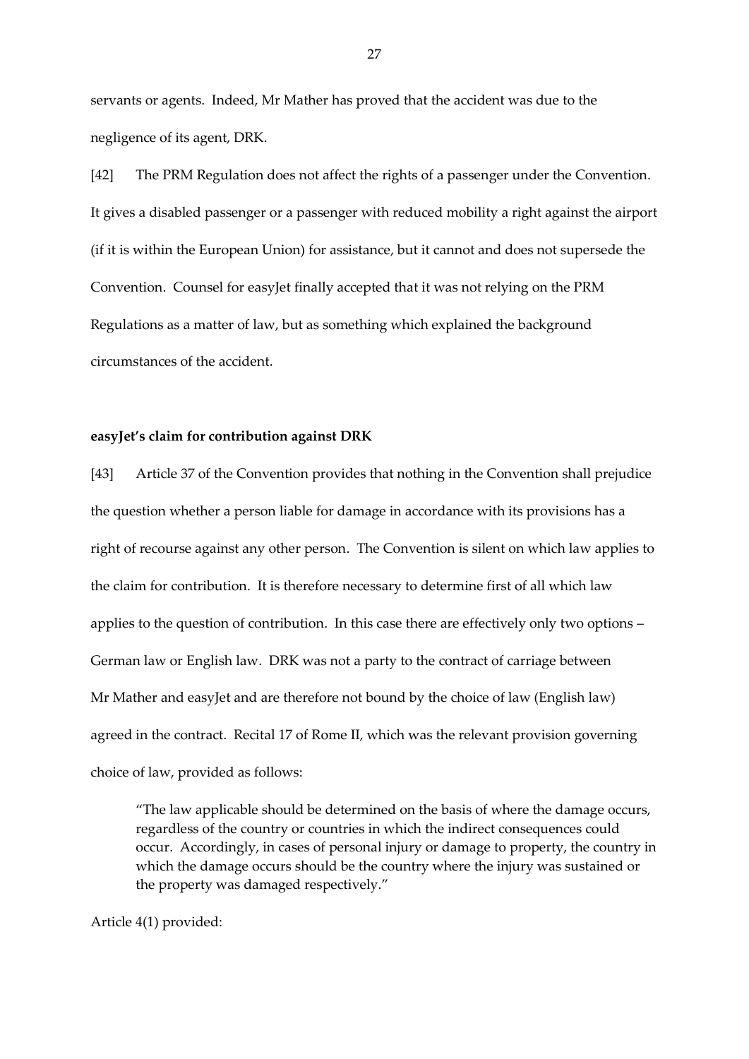servants or agents. Indeed, Mr Mather has proved that the accident was due to the negligence of its agent, DRK.

[42] The PRM Regulation does not affect the rights of a passenger under the Convention. It gives a disabled passenger or a passenger with reduced mobility a right against the airport (if it is within the European Union) for assistance, but it cannot and does not supersede the Convention. Counsel for easyJet finally accepted that it was not relying on the PRM Regulations as a matter of law, but as something which explained the background circumstances of the accident.

**easyJet's claim for contribution against DRK**

[43] Article 37 of the Convention provides that nothing in the Convention shall prejudice the question whether a person liable for damage in accordance with its provisions has a right of recourse against any other person. The Convention is silent on which law applies to the claim for contribution. It is therefore necessary to determine first of all which law applies to the question of contribution. In this case there are effectively only two options – German law or English law. DRK was not a party to the contract of carriage between Mr Mather and easyJet and are therefore not bound by the choice of law (English law) agreed in the contract. Recital 17 of Rome II, which was the relevant provision governing choice of law, provided as follows:

> "The law applicable should be determined on the basis of where the damage occurs, regardless of the country or countries in which the indirect consequences could occur. Accordingly, in cases of personal injury or damage to property, the country in which the damage occurs should be the country where the injury was sustained or the property was damaged respectively."

Article 4(1) provided: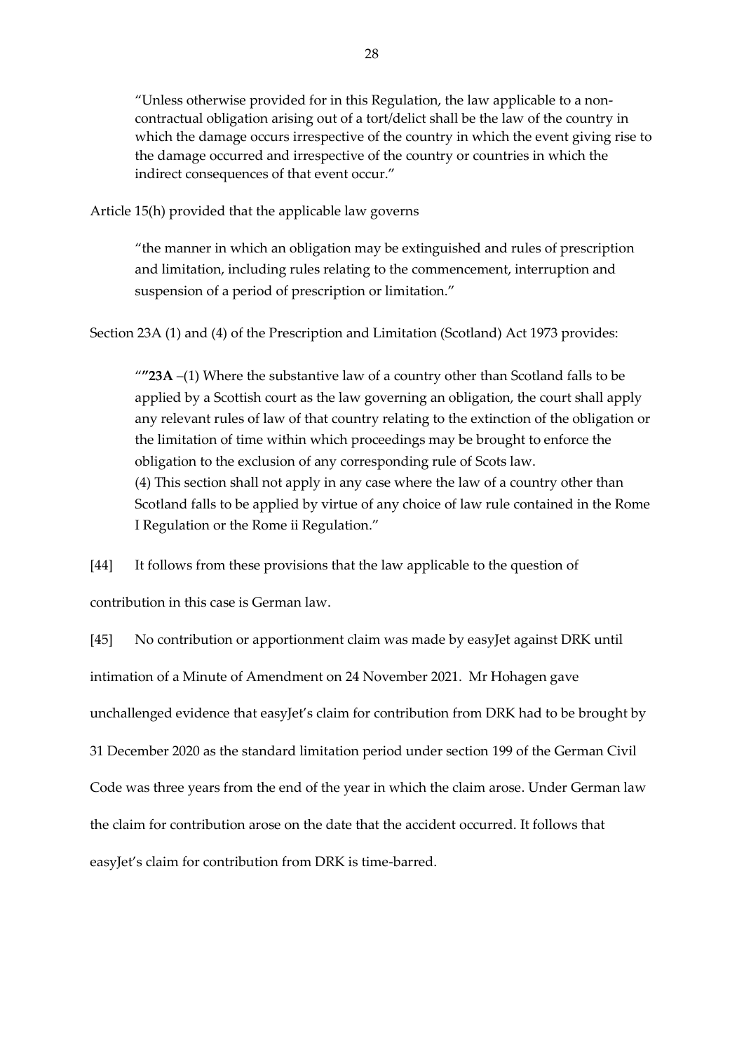"Unless otherwise provided for in this Regulation, the law applicable to a non-contractual obligation arising out of a tort/delict shall be the law of the country in which the damage occurs irrespective of the country in which the event giving rise to the damage occurred and irrespective of the country or countries in which the indirect consequences of that event occur."

Article 15(h) provided that the applicable law governs

> "the manner in which an obligation may be extinguished and rules of prescription and limitation, including rules relating to the commencement, interruption and suspension of a period of prescription or limitation."

Section 23A (1) and (4) of the Prescription and Limitation (Scotland) Act 1973 provides:

> ""**23A** –(1) Where the substantive law of a country other than Scotland falls to be applied by a Scottish court as the law governing an obligation, the court shall apply any relevant rules of law of that country relating to the extinction of the obligation or the limitation of time within which proceedings may be brought to enforce the obligation to the exclusion of any corresponding rule of Scots law.
> (4) This section shall not apply in any case where the law of a country other than Scotland falls to be applied by virtue of any choice of law rule contained in the Rome I Regulation or the Rome ii Regulation."

[44] It follows from these provisions that the law applicable to the question of contribution in this case is German law.

[45] No contribution or apportionment claim was made by easyJet against DRK until intimation of a Minute of Amendment on 24 November 2021. Mr Hohagen gave unchallenged evidence that easyJet's claim for contribution from DRK had to be brought by 31 December 2020 as the standard limitation period under section 199 of the German Civil Code was three years from the end of the year in which the claim arose. Under German law the claim for contribution arose on the date that the accident occurred. It follows that easyJet's claim for contribution from DRK is time-barred.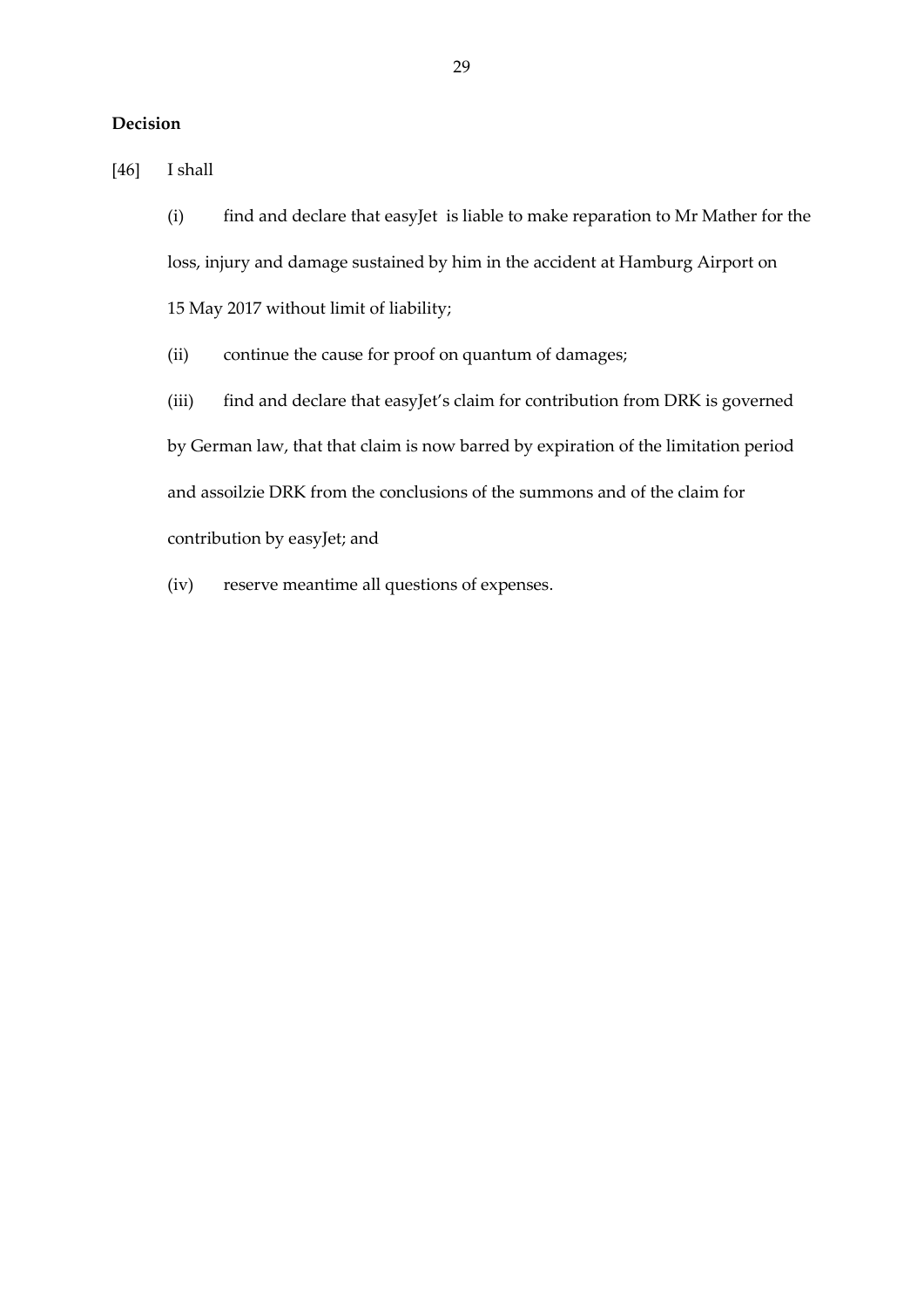**Decision**

[46] I shall

(i) find and declare that easyJet is liable to make reparation to Mr Mather for the loss, injury and damage sustained by him in the accident at Hamburg Airport on 15 May 2017 without limit of liability;

(ii) continue the cause for proof on quantum of damages;

(iii) find and declare that easyJet's claim for contribution from DRK is governed by German law, that that claim is now barred by expiration of the limitation period and assoilzie DRK from the conclusions of the summons and of the claim for contribution by easyJet; and

(iv) reserve meantime all questions of expenses.